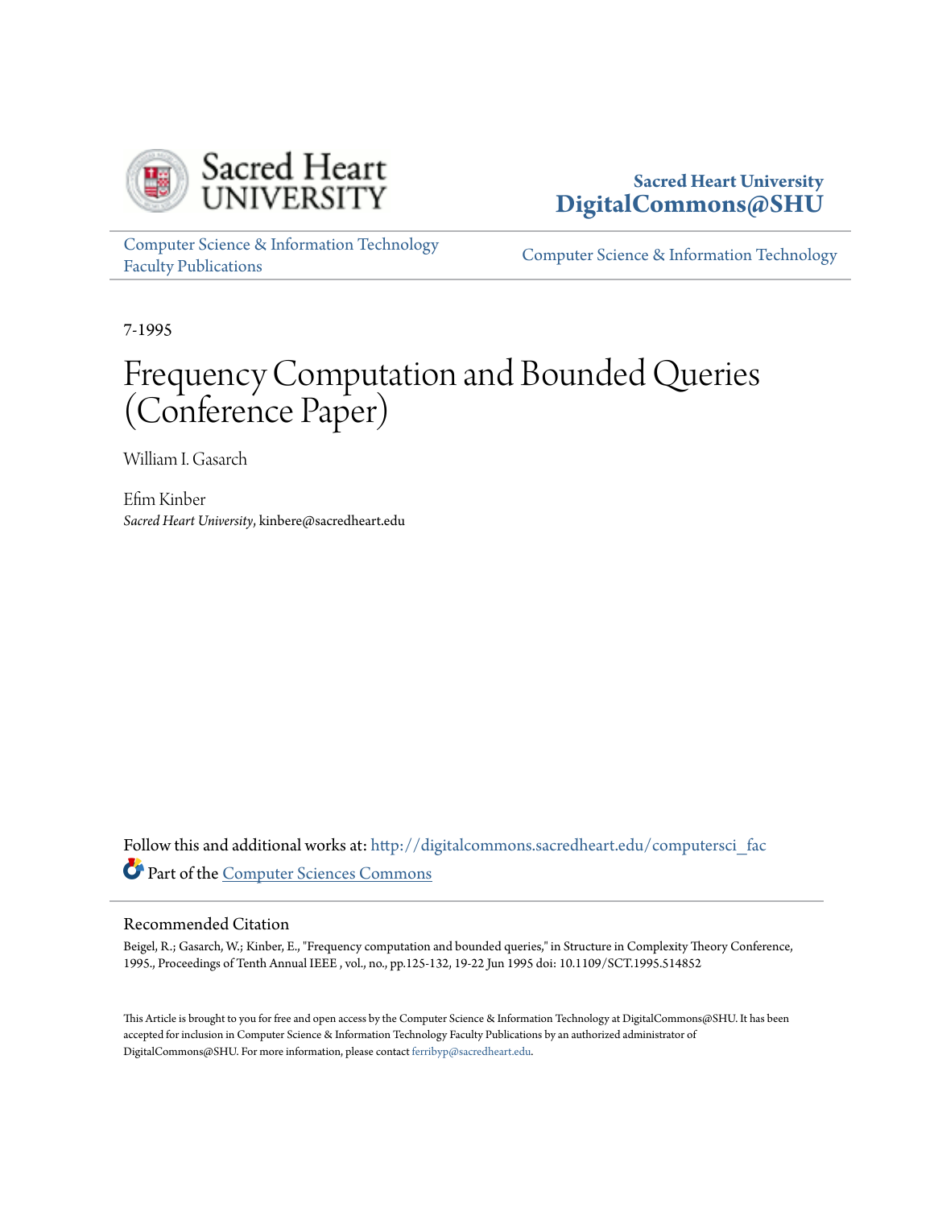Sacred Heart University
DigitalCommons@SHU

Computer Science & Information Technology Faculty Publications

Computer Science & Information Technology

7-1995

# Frequency Computation and Bounded Queries (Conference Paper)

William I. Gasarch

Efim Kinber
*Sacred Heart University*, kinbere@sacredheart.edu

Follow this and additional works at: http://digitalcommons.sacredheart.edu/computersci_fac

Part of the Computer Sciences Commons

## Recommended Citation

Beigel, R.; Gasarch, W.; Kinber, E., "Frequency computation and bounded queries," in Structure in Complexity Theory Conference, 1995., Proceedings of Tenth Annual IEEE , vol., no., pp.125-132, 19-22 Jun 1995 doi: 10.1109/SCT.1995.514852

This Article is brought to you for free and open access by the Computer Science & Information Technology at DigitalCommons@SHU. It has been accepted for inclusion in Computer Science & Information Technology Faculty Publications by an authorized administrator of DigitalCommons@SHU. For more information, please contact ferribyp@sacredheart.edu.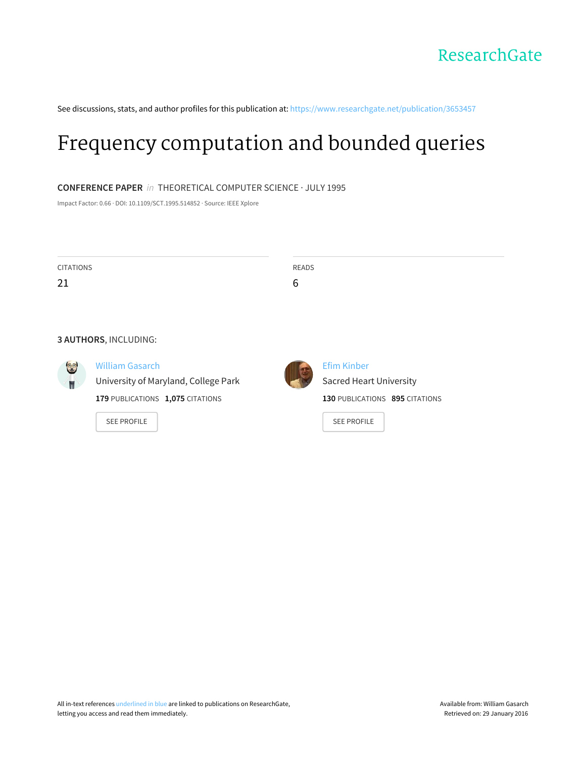See discussions, stats, and author profiles for this publication at: https://www.researchgate.net/publication/3653457

# Frequency computation and bounded queries

**CONFERENCE PAPER** *in* THEORETICAL COMPUTER SCIENCE · JULY 1995

Impact Factor: 0.66 · DOI: 10.1109/SCT.1995.514852 · Source: IEEE Xplore

| CITATIONS | READS |
|---|---|
| 21 | 6 |

**3 AUTHORS**, INCLUDING:

William Gasarch
University of Maryland, College Park
**179** PUBLICATIONS **1,075** CITATIONS

SEE PROFILE

Efim Kinber
Sacred Heart University
**130** PUBLICATIONS **895** CITATIONS

SEE PROFILE

All in-text references underlined in blue are linked to publications on ResearchGate, letting you access and read them immediately.

Available from: William Gasarch
Retrieved on: 29 January 2016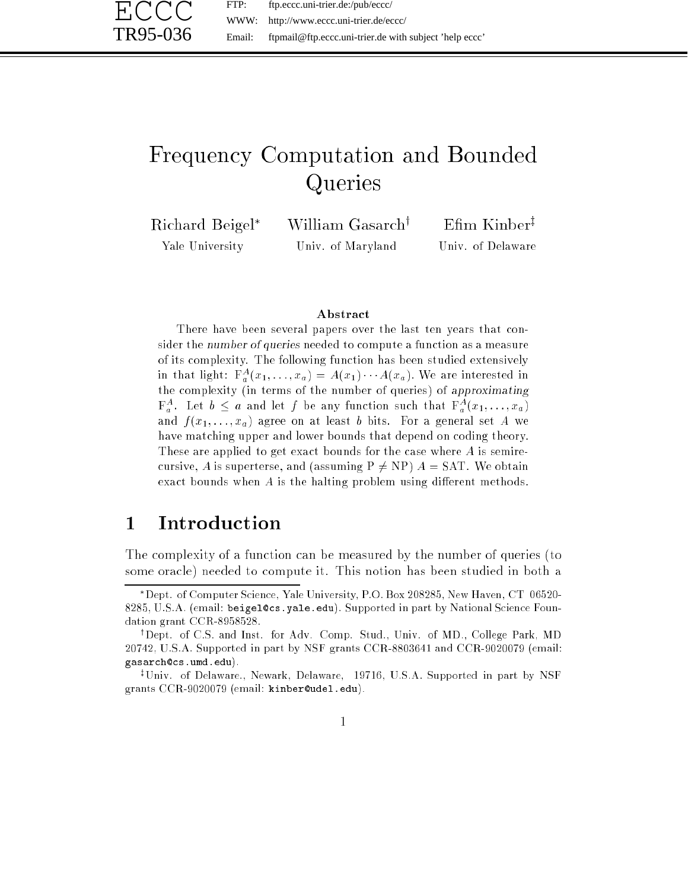ECCC TR95-036

FTP: ftp.eccc.uni-trier.de:/pub/eccc/
WWW: http://www.eccc.uni-trier.de/eccc/
Email: ftpmail@ftp.eccc.uni-trier.de with subject 'help eccc'

# Frequency Computation and Bounded Queries

Richard Beigel* (Yale University) William Gasarch† (Univ. of Maryland) Efim Kinber‡ (Univ. of Delaware)

### Abstract

There have been several papers over the last ten years that consider the *number of queries* needed to compute a function as a measure of its complexity. The following function has been studied extensively in that light: $\mathrm{F}_a^A(x_1,\ldots,x_a) = A(x_1)\cdots A(x_a)$. We are interested in the complexity (in terms of the number of queries) of *approximating* $\mathrm{F}_a^A$. Let $b \le a$ and let $f$ be any function such that $\mathrm{F}_a^A(x_1,\ldots,x_a)$ and $f(x_1,\ldots,x_a)$ agree on at least $b$ bits. For a general set $A$ we have matching upper and lower bounds that depend on coding theory. These are applied to get exact bounds for the case where $A$ is semirecursive, $A$ is superterse, and (assuming $\mathrm{P} \ne \mathrm{NP}$) $A = \mathrm{SAT}$. We obtain exact bounds when $A$ is the halting problem using different methods.

## 1 Introduction

The complexity of a function can be measured by the number of queries (to some oracle) needed to compute it. This notion has been studied in both a

*Dept. of Computer Science, Yale University, P.O. Box 208285, New Haven, CT 06520-8285, U.S.A. (email: beigel@cs.yale.edu). Supported in part by National Science Foundation grant CCR-8958528.

†Dept. of C.S. and Inst. for Adv. Comp. Stud., Univ. of MD., College Park, MD 20742, U.S.A. Supported in part by NSF grants CCR-8803641 and CCR-9020079 (email: gasarch@cs.umd.edu).

‡Univ. of Delaware., Newark, Delaware, 19716, U.S.A. Supported in part by NSF grants CCR-9020079 (email: kinber@udel.edu).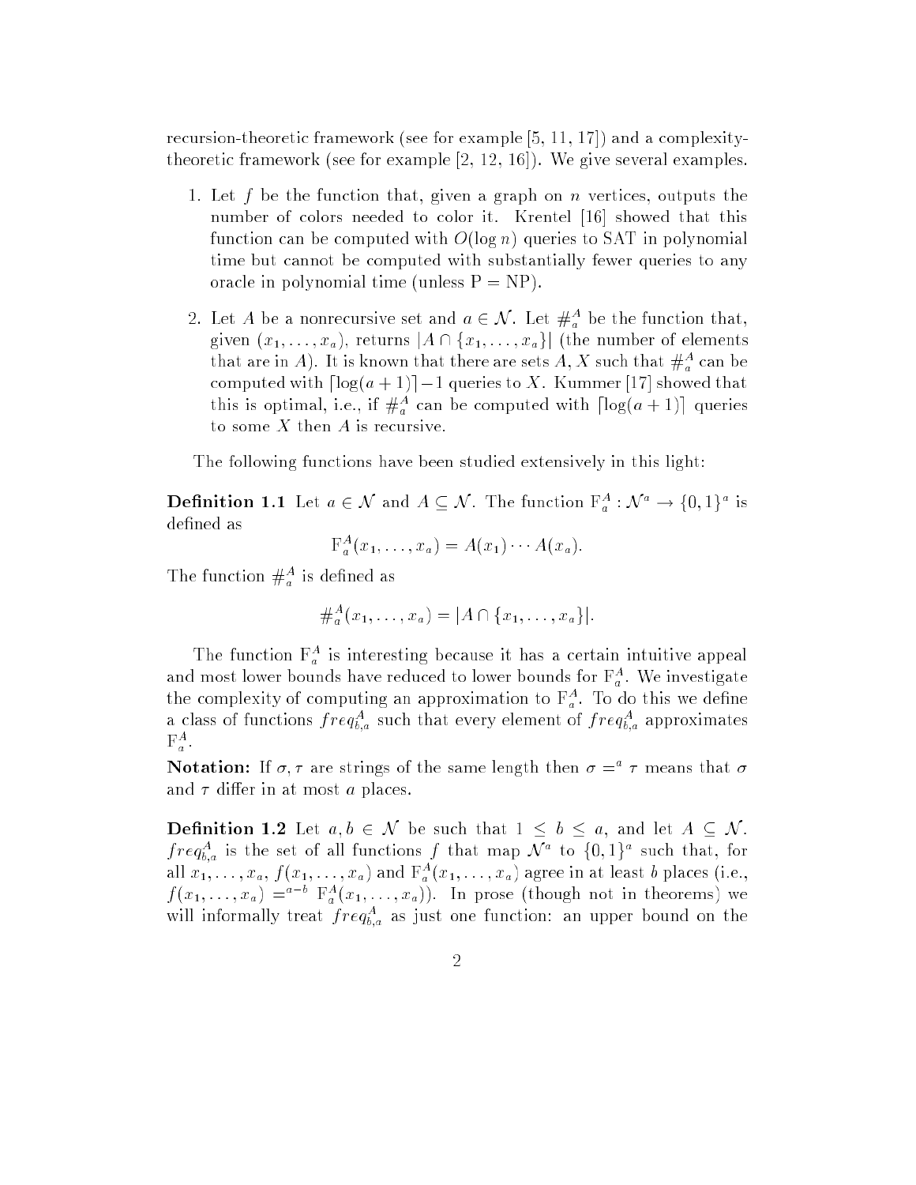recursion-theoretic framework (see for example [5, 11, 17]) and a complexity-theoretic framework (see for example [2, 12, 16]). We give several examples.

1. Let $f$ be the function that, given a graph on $n$ vertices, outputs the number of colors needed to color it. Krentel [16] showed that this function can be computed with $O(\log n)$ queries to SAT in polynomial time but cannot be computed with substantially fewer queries to any oracle in polynomial time (unless P = NP).

2. Let $A$ be a nonrecursive set and $a \in \mathcal{N}$. Let $\#_a^A$ be the function that, given $(x_1, \ldots, x_a)$, returns $|A \cap \{x_1, \ldots, x_a\}|$ (the number of elements that are in $A$). It is known that there are sets $A, X$ such that $\#_a^A$ can be computed with $\lceil \log(a+1) \rceil - 1$ queries to $X$. Kummer [17] showed that this is optimal, i.e., if $\#_a^A$ can be computed with $\lceil \log(a+1) \rceil$ queries to some $X$ then $A$ is recursive.

The following functions have been studied extensively in this light:

**Definition 1.1** Let $a \in \mathcal{N}$ and $A \subseteq \mathcal{N}$. The function $\mathrm{F}_a^A : \mathcal{N}^a \rightarrow \{0,1\}^a$ is defined as

$$\mathrm{F}_a^A(x_1, \ldots, x_a) = A(x_1) \cdots A(x_a).$$

The function $\#_a^A$ is defined as

$$\#_a^A(x_1, \ldots, x_a) = |A \cap \{x_1, \ldots, x_a\}|.$$

The function $\mathrm{F}_a^A$ is interesting because it has a certain intuitive appeal and most lower bounds have reduced to lower bounds for $\mathrm{F}_a^A$. We investigate the complexity of computing an approximation to $\mathrm{F}_a^A$. To do this we define a class of functions $freq_{b,a}^A$ such that every element of $freq_{b,a}^A$ approximates $\mathrm{F}_a^A$.

**Notation:** If $\sigma, \tau$ are strings of the same length then $\sigma =^a \tau$ means that $\sigma$ and $\tau$ differ in at most $a$ places.

**Definition 1.2** Let $a, b \in \mathcal{N}$ be such that $1 \leq b \leq a$, and let $A \subseteq \mathcal{N}$. $freq_{b,a}^A$ is the set of all functions $f$ that map $\mathcal{N}^a$ to $\{0,1\}^a$ such that, for all $x_1, \ldots, x_a$, $f(x_1, \ldots, x_a)$ and $\mathrm{F}_a^A(x_1, \ldots, x_a)$ agree in at least $b$ places (i.e., $f(x_1, \ldots, x_a) =^{a-b} \mathrm{F}_a^A(x_1, \ldots, x_a)$). In prose (though not in theorems) we will informally treat $freq_{b,a}^A$ as just one function: an upper bound on the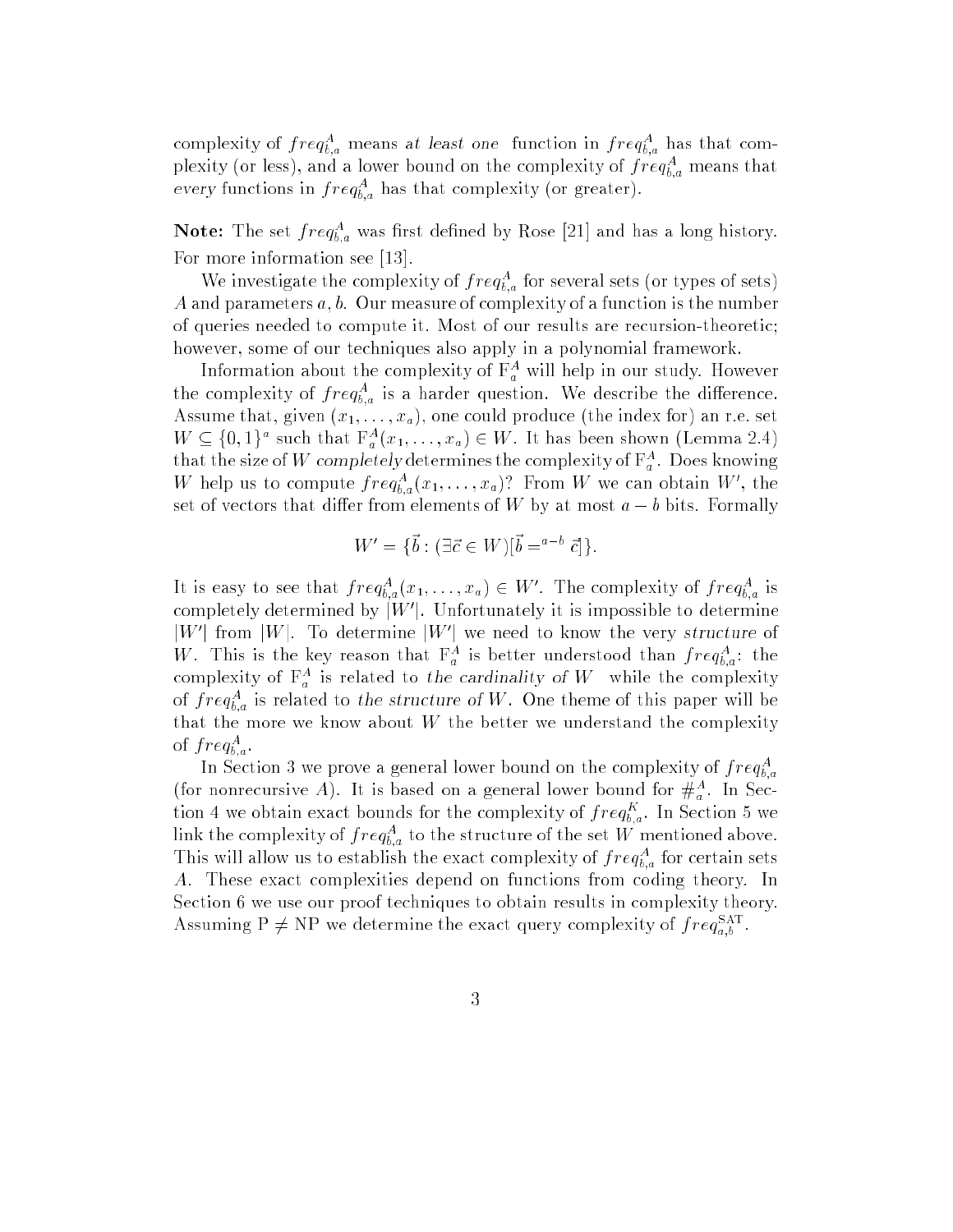complexity of $freq^A_{b,a}$ means *at least one* function in $freq^A_{b,a}$ has that complexity (or less), and a lower bound on the complexity of $freq^A_{b,a}$ means that *every* functions in $freq^A_{b,a}$ has that complexity (or greater).

**Note:** The set $freq^A_{b,a}$ was first defined by Rose [21] and has a long history. For more information see [13].

We investigate the complexity of $freq^A_{b,a}$ for several sets (or types of sets) $A$ and parameters $a, b$. Our measure of complexity of a function is the number of queries needed to compute it. Most of our results are recursion-theoretic; however, some of our techniques also apply in a polynomial framework.

Information about the complexity of $\mathrm{F}^A_a$ will help in our study. However the complexity of $freq^A_{b,a}$ is a harder question. We describe the difference. Assume that, given $(x_1, \ldots, x_a)$, one could produce (the index for) an r.e. set $W \subseteq \{0,1\}^a$ such that $\mathrm{F}^A_a(x_1, \ldots, x_a) \in W$. It has been shown (Lemma 2.4) that the size of $W$ *completely* determines the complexity of $\mathrm{F}^A_a$. Does knowing $W$ help us to compute $freq^A_{b,a}(x_1, \ldots, x_a)$? From $W$ we can obtain $W'$, the set of vectors that differ from elements of $W$ by at most $a - b$ bits. Formally

$$W' = \{\vec{b} : (\exists \vec{c} \in W)[\vec{b} =^{a-b} \vec{c}]\}.$$

It is easy to see that $freq^A_{b,a}(x_1, \ldots, x_a) \in W'$. The complexity of $freq^A_{b,a}$ is completely determined by $|W'|$. Unfortunately it is impossible to determine $|W'|$ from $|W|$. To determine $|W'|$ we need to know the very *structure* of $W$. This is the key reason that $\mathrm{F}^A_a$ is better understood than $freq^A_{b,a}$: the complexity of $\mathrm{F}^A_a$ is related to *the cardinality of* $W$ while the complexity of $freq^A_{b,a}$ is related to *the structure of* $W$. One theme of this paper will be that the more we know about $W$ the better we understand the complexity of $freq^A_{b,a}$.

In Section 3 we prove a general lower bound on the complexity of $freq^A_{b,a}$ (for nonrecursive $A$). It is based on a general lower bound for $\#^A_a$. In Section 4 we obtain exact bounds for the complexity of $freq^K_{b,a}$. In Section 5 we link the complexity of $freq^A_{b,a}$ to the structure of the set $W$ mentioned above. This will allow us to establish the exact complexity of $freq^A_{b,a}$ for certain sets $A$. These exact complexities depend on functions from coding theory. In Section 6 we use our proof techniques to obtain results in complexity theory. Assuming $\mathrm{P} \neq \mathrm{NP}$ we determine the exact query complexity of $freq^{\mathrm{SAT}}_{a,b}$.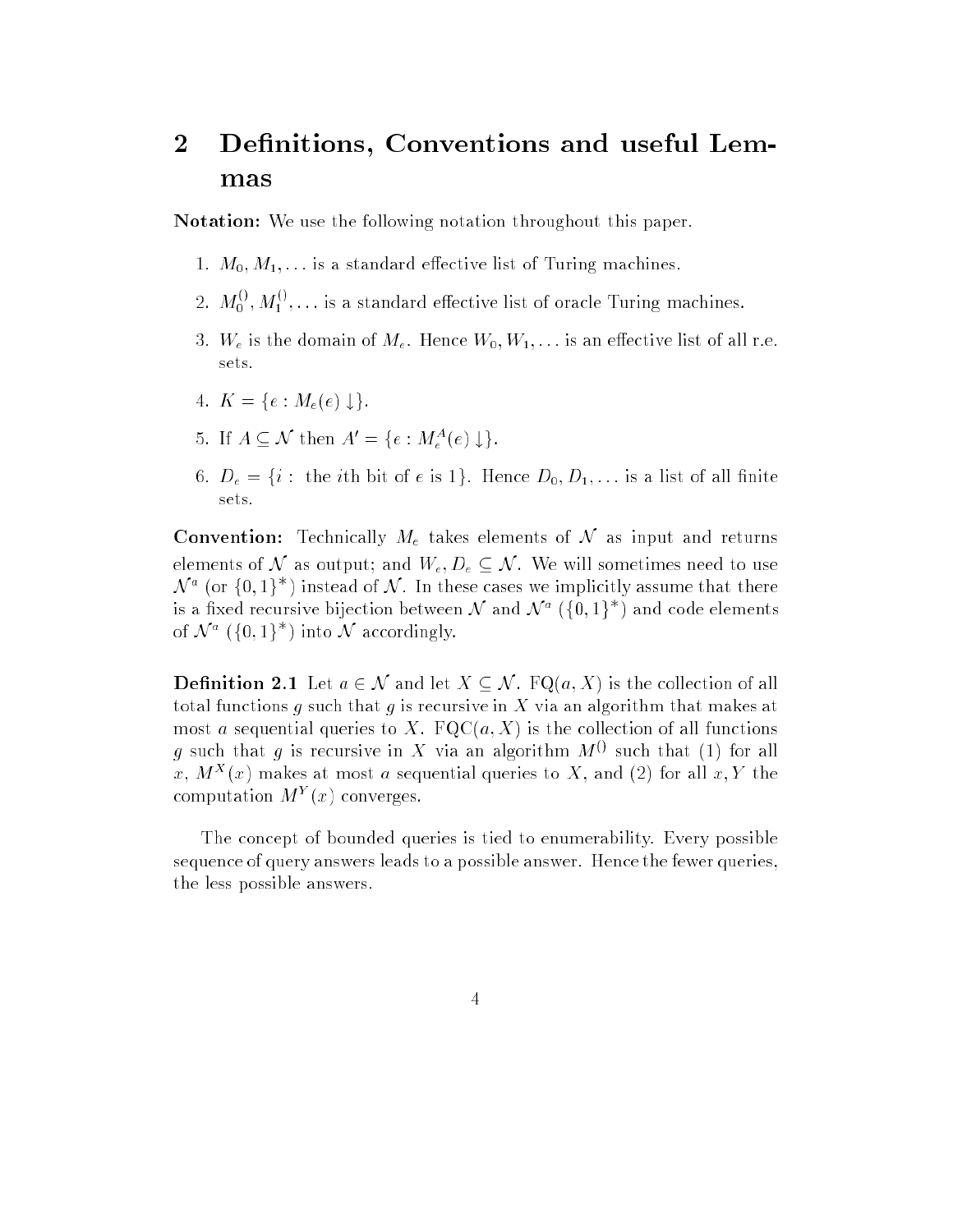## 2 Definitions, Conventions and useful Lemmas

**Notation:** We use the following notation throughout this paper.

1. $M_0, M_1, \ldots$ is a standard effective list of Turing machines.
2. $M_0^{()}, M_1^{()}, \ldots$ is a standard effective list of oracle Turing machines.
3. $W_e$ is the domain of $M_e$. Hence $W_0, W_1, \ldots$ is an effective list of all r.e. sets.
4. $K = \{e : M_e(e) \downarrow\}$.
5. If $A \subseteq \mathcal{N}$ then $A' = \{e : M_e^A(e) \downarrow\}$.
6. $D_e = \{i : \text{ the } i\text{th bit of } e \text{ is } 1\}$. Hence $D_0, D_1, \ldots$ is a list of all finite sets.

**Convention:** Technically $M_e$ takes elements of $\mathcal{N}$ as input and returns elements of $\mathcal{N}$ as output; and $W_e, D_e \subseteq \mathcal{N}$. We will sometimes need to use $\mathcal{N}^a$ (or $\{0,1\}^*$) instead of $\mathcal{N}$. In these cases we implicitly assume that there is a fixed recursive bijection between $\mathcal{N}$ and $\mathcal{N}^a$ ($\{0,1\}^*$) and code elements of $\mathcal{N}^a$ ($\{0,1\}^*$) into $\mathcal{N}$ accordingly.

**Definition 2.1** Let $a \in \mathcal{N}$ and let $X \subseteq \mathcal{N}$. $\mathrm{FQ}(a, X)$ is the collection of all total functions $g$ such that $g$ is recursive in $X$ via an algorithm that makes at most $a$ sequential queries to $X$. $\mathrm{FQC}(a, X)$ is the collection of all functions $g$ such that $g$ is recursive in $X$ via an algorithm $M^{()}$ such that (1) for all $x$, $M^X(x)$ makes at most $a$ sequential queries to $X$, and (2) for all $x, Y$ the computation $M^Y(x)$ converges.

The concept of bounded queries is tied to enumerability. Every possible sequence of query answers leads to a possible answer. Hence the fewer queries, the less possible answers.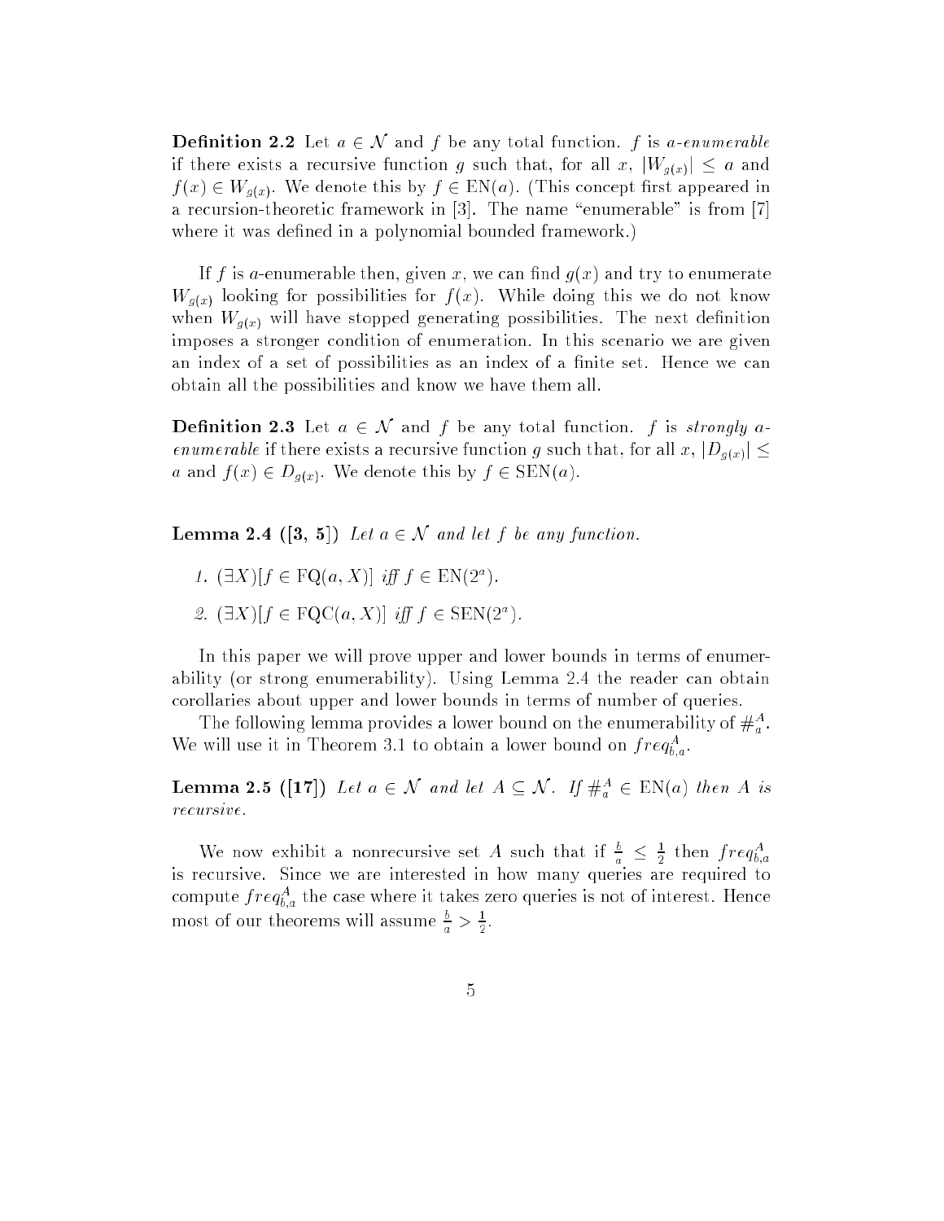**Definition 2.2** Let $a \in \mathcal{N}$ and $f$ be any total function. $f$ is *a-enumerable* if there exists a recursive function $g$ such that, for all $x$, $|W_{g(x)}| \leq a$ and $f(x) \in W_{g(x)}$. We denote this by $f \in \mathrm{EN}(a)$. (This concept first appeared in a recursion-theoretic framework in [3]. The name "enumerable" is from [7] where it was defined in a polynomial bounded framework.)

If $f$ is $a$-enumerable then, given $x$, we can find $g(x)$ and try to enumerate $W_{g(x)}$ looking for possibilities for $f(x)$. While doing this we do not know when $W_{g(x)}$ will have stopped generating possibilities. The next definition imposes a stronger condition of enumeration. In this scenario we are given an index of a set of possibilities as an index of a finite set. Hence we can obtain all the possibilities and know we have them all.

**Definition 2.3** Let $a \in \mathcal{N}$ and $f$ be any total function. $f$ is *strongly a-enumerable* if there exists a recursive function $g$ such that, for all $x$, $|D_{g(x)}| \leq a$ and $f(x) \in D_{g(x)}$. We denote this by $f \in \mathrm{SEN}(a)$.

**Lemma 2.4 ([3, 5])** *Let $a \in \mathcal{N}$ and let $f$ be any function.*

1. $(\exists X)[f \in \mathrm{FQ}(a, X)]$ *iff* $f \in \mathrm{EN}(2^a)$.
2. $(\exists X)[f \in \mathrm{FQC}(a, X)]$ *iff* $f \in \mathrm{SEN}(2^a)$.

In this paper we will prove upper and lower bounds in terms of enumerability (or strong enumerability). Using Lemma 2.4 the reader can obtain corollaries about upper and lower bounds in terms of number of queries.

The following lemma provides a lower bound on the enumerability of $\#_a^A$. We will use it in Theorem 3.1 to obtain a lower bound on $freq_{b,a}^A$.

**Lemma 2.5 ([17])** *Let $a \in \mathcal{N}$ and let $A \subseteq \mathcal{N}$. If $\#_a^A \in \mathrm{EN}(a)$ then $A$ is recursive.*

We now exhibit a nonrecursive set $A$ such that if $\frac{b}{a} \leq \frac{1}{2}$ then $freq_{b,a}^A$ is recursive. Since we are interested in how many queries are required to compute $freq_{b,a}^A$ the case where it takes zero queries is not of interest. Hence most of our theorems will assume $\frac{b}{a} > \frac{1}{2}$.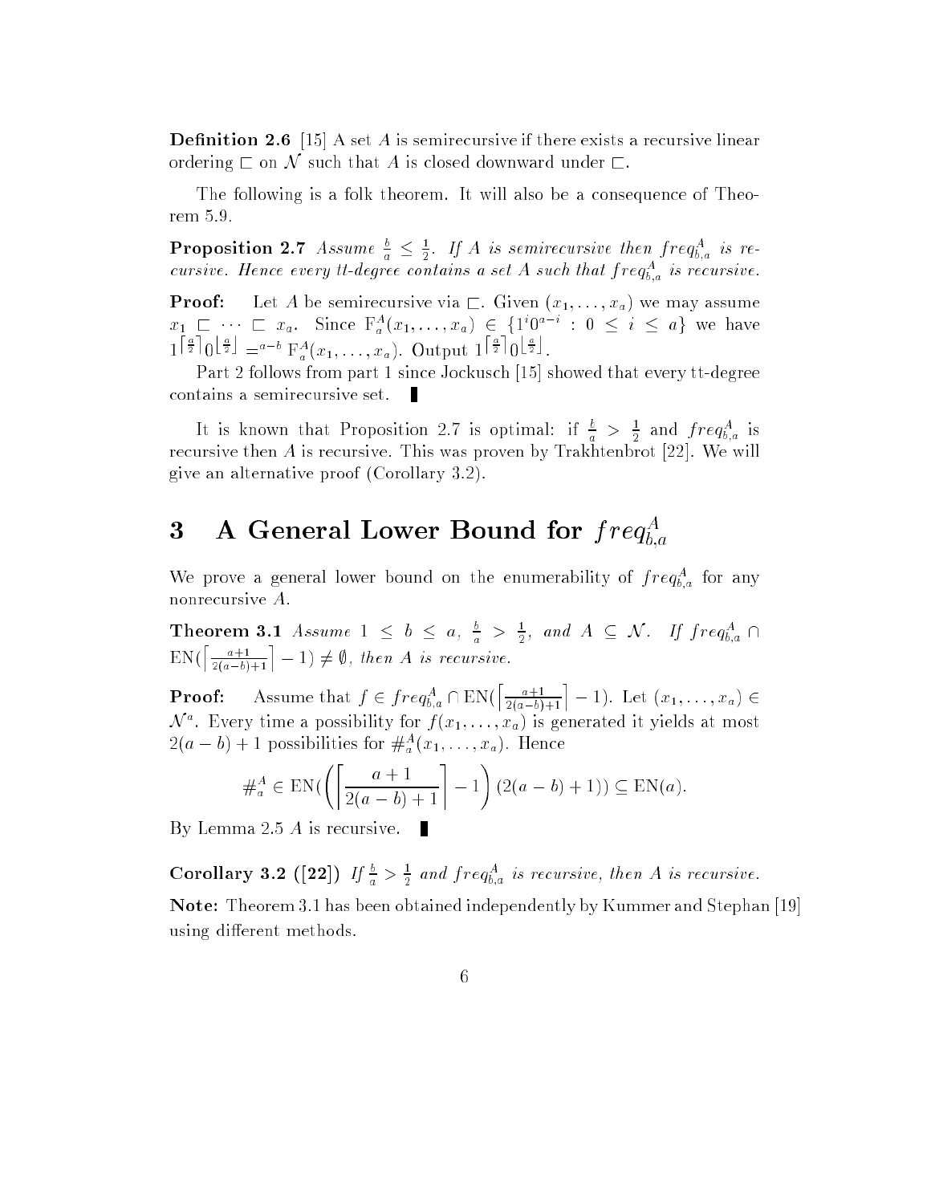**Definition 2.6** [15] A set $A$ is semirecursive if there exists a recursive linear ordering $\sqsubset$ on $\mathcal{N}$ such that $A$ is closed downward under $\sqsubset$.

The following is a folk theorem. It will also be a consequence of Theorem 5.9.

**Proposition 2.7** *Assume $\frac{b}{a} \leq \frac{1}{2}$. If $A$ is semirecursive then $freq_{b,a}^A$ is recursive. Hence every tt-degree contains a set $A$ such that $freq_{b,a}^A$ is recursive.*

**Proof:** Let $A$ be semirecursive via $\sqsubset$. Given $(x_1, \ldots, x_a)$ we may assume $x_1 \sqsubset \cdots \sqsubset x_a$. Since $\mathrm{F}_a^A(x_1, \ldots, x_a) \in \{1^i 0^{a-i} : 0 \leq i \leq a\}$ we have $1^{\lceil \frac{a}{2} \rceil} 0^{\lfloor \frac{a}{2} \rfloor} =^{a-b} \mathrm{F}_a^A(x_1, \ldots, x_a)$. Output $1^{\lceil \frac{a}{2} \rceil} 0^{\lfloor \frac{a}{2} \rfloor}$.

Part 2 follows from part 1 since Jockusch [15] showed that every tt-degree contains a semirecursive set. ∎

It is known that Proposition 2.7 is optimal: if $\frac{b}{a} > \frac{1}{2}$ and $freq_{b,a}^A$ is recursive then $A$ is recursive. This was proven by Trakhtenbrot [22]. We will give an alternative proof (Corollary 3.2).

# 3 A General Lower Bound for $freq_{b,a}^A$

We prove a general lower bound on the enumerability of $freq_{b,a}^A$ for any nonrecursive $A$.

**Theorem 3.1** *Assume $1 \leq b \leq a$, $\frac{b}{a} > \frac{1}{2}$, and $A \subseteq \mathcal{N}$. If $freq_{b,a}^A \cap \mathrm{EN}(\left\lceil \frac{a+1}{2(a-b)+1} \right\rceil - 1) \neq \emptyset$, then $A$ is recursive.*

**Proof:** Assume that $f \in freq_{b,a}^A \cap \mathrm{EN}(\left\lceil \frac{a+1}{2(a-b)+1} \right\rceil - 1)$. Let $(x_1, \ldots, x_a) \in \mathcal{N}^a$. Every time a possibility for $f(x_1, \ldots, x_a)$ is generated it yields at most $2(a-b)+1$ possibilities for $\#_a^A(x_1, \ldots, x_a)$. Hence

$$\#_a^A \in \mathrm{EN}(\left( \left\lceil \frac{a+1}{2(a-b)+1} \right\rceil - 1 \right)(2(a-b)+1)) \subseteq \mathrm{EN}(a).$$

By Lemma 2.5 $A$ is recursive. ∎

**Corollary 3.2 ([22])** *If $\frac{b}{a} > \frac{1}{2}$ and $freq_{b,a}^A$ is recursive, then $A$ is recursive.*

**Note:** Theorem 3.1 has been obtained independently by Kummer and Stephan [19] using different methods.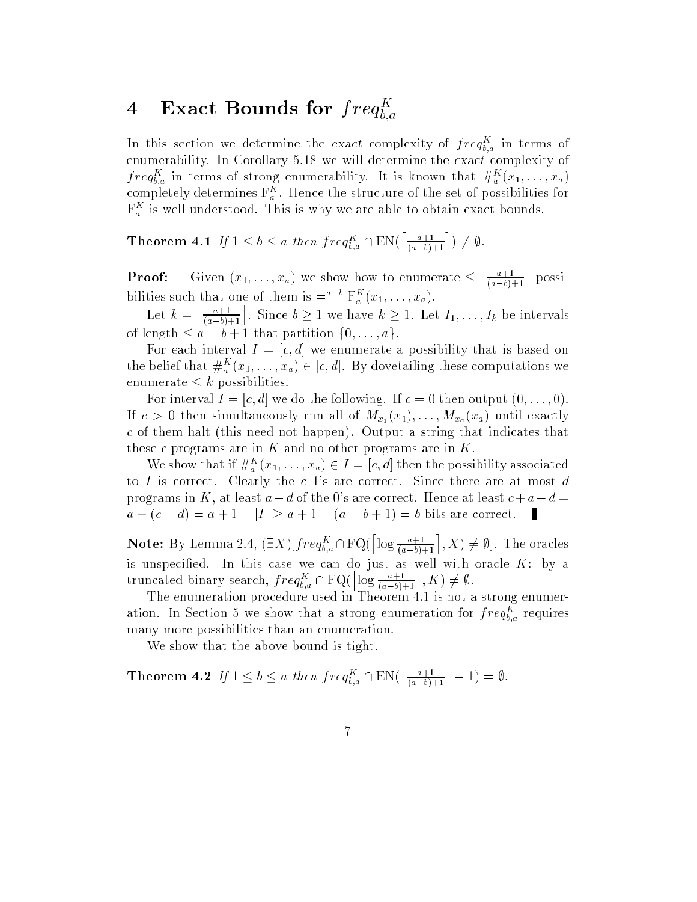# 4 Exact Bounds for $freq^K_{b,a}$

In this section we determine the *exact* complexity of $freq^K_{b,a}$ in terms of enumerability. In Corollary 5.18 we will determine the *exact* complexity of $freq^K_{b,a}$ in terms of strong enumerability. It is known that $\#^K_a(x_1, \ldots, x_a)$ completely determines $\mathrm{F}^K_a$. Hence the structure of the set of possibilities for $\mathrm{F}^K_a$ is well understood. This is why we are able to obtain exact bounds.

**Theorem 4.1** *If* $1 \le b \le a$ *then* $freq^K_{b,a} \cap \mathrm{EN}(\left\lceil \frac{a+1}{(a-b)+1} \right\rceil) \neq \emptyset$.

**Proof:** Given $(x_1, \ldots, x_a)$ we show how to enumerate $\le \left\lceil \frac{a+1}{(a-b)+1} \right\rceil$ possibilities such that one of them is $=^{a-b} \mathrm{F}^K_a(x_1, \ldots, x_a)$.

Let $k = \left\lceil \frac{a+1}{(a-b)+1} \right\rceil$. Since $b \ge 1$ we have $k \ge 1$. Let $I_1, \ldots, I_k$ be intervals of length $\le a - b + 1$ that partition $\{0, \ldots, a\}$.

For each interval $I = [c, d]$ we enumerate a possibility that is based on the belief that $\#^K_a(x_1, \ldots, x_a) \in [c, d]$. By dovetailing these computations we enumerate $\le k$ possibilities.

For interval $I = [c, d]$ we do the following. If $c = 0$ then output $(0, \ldots, 0)$. If $c > 0$ then simultaneously run all of $M_{x_1}(x_1), \ldots, M_{x_a}(x_a)$ until exactly $c$ of them halt (this need not happen). Output a string that indicates that these $c$ programs are in $K$ and no other programs are in $K$.

We show that if $\#^K_a(x_1, \ldots, x_a) \in I = [c, d]$ then the possibility associated to $I$ is correct. Clearly the $c$ 1's are correct. Since there are at most $d$ programs in $K$, at least $a - d$ of the 0's are correct. Hence at least $c + a - d = a + (c - d) = a + 1 - |I| \ge a + 1 - (a - b + 1) = b$ bits are correct. ∎

**Note:** By Lemma 2.4, $(\exists X)[freq^K_{b,a} \cap \mathrm{FQ}(\left\lceil \log \frac{a+1}{(a-b)+1} \right\rceil, X) \neq \emptyset]$. The oracles is unspecified. In this case we can do just as well with oracle $K$: by a truncated binary search, $freq^K_{b,a} \cap \mathrm{FQ}(\left\lceil \log \frac{a+1}{(a-b)+1} \right\rceil, K) \neq \emptyset$.

The enumeration procedure used in Theorem 4.1 is not a strong enumeration. In Section 5 we show that a strong enumeration for $freq^K_{b,a}$ requires many more possibilities than an enumeration.

We show that the above bound is tight.

**Theorem 4.2** *If* $1 \le b \le a$ *then* $freq^K_{b,a} \cap \mathrm{EN}(\left\lceil \frac{a+1}{(a-b)+1} \right\rceil - 1) = \emptyset$.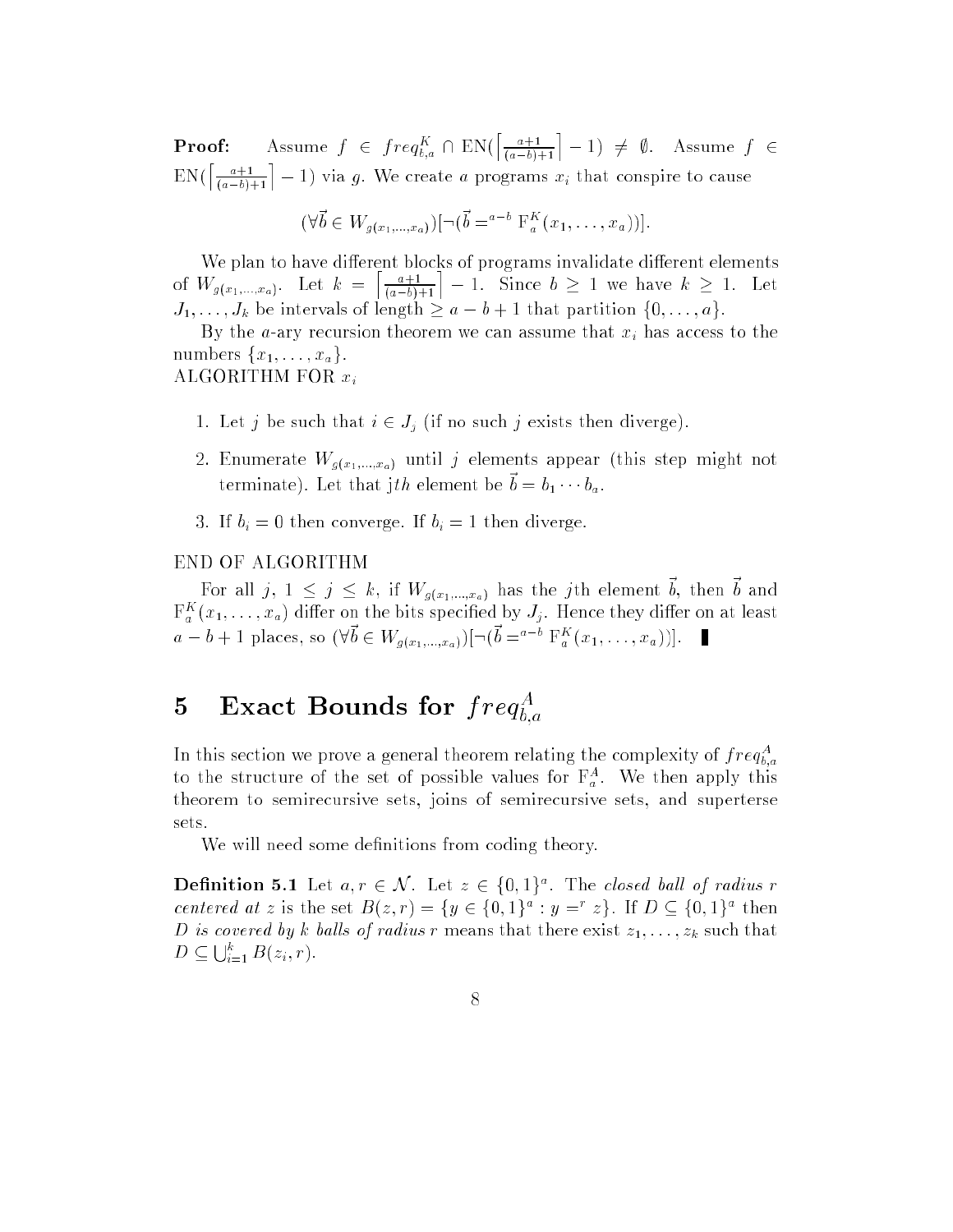**Proof:** Assume $f \in freq^K_{b,a} \cap \mathrm{EN}(\left\lceil \frac{a+1}{(a-b)+1} \right\rceil - 1) \neq \emptyset$. Assume $f \in \mathrm{EN}(\left\lceil \frac{a+1}{(a-b)+1} \right\rceil - 1)$ via $g$. We create $a$ programs $x_i$ that conspire to cause

$$(\forall \vec{b} \in W_{g(x_1,\ldots,x_a)})[\neg(\vec{b} =^{a-b} \mathrm{F}^K_a(x_1,\ldots,x_a))].$$

We plan to have different blocks of programs invalidate different elements of $W_{g(x_1,\ldots,x_a)}$. Let $k = \left\lceil \frac{a+1}{(a-b)+1} \right\rceil - 1$. Since $b \geq 1$ we have $k \geq 1$. Let $J_1, \ldots, J_k$ be intervals of length $\geq a-b+1$ that partition $\{0,\ldots,a\}$.

By the $a$-ary recursion theorem we can assume that $x_i$ has access to the numbers $\{x_1,\ldots,x_a\}$.

ALGORITHM FOR $x_i$

1. Let $j$ be such that $i \in J_j$ (if no such $j$ exists then diverge).
2. Enumerate $W_{g(x_1,\ldots,x_a)}$ until $j$ elements appear (this step might not terminate). Let that j$th$ element be $\vec{b} = b_1 \cdots b_a$.
3. If $b_i = 0$ then converge. If $b_i = 1$ then diverge.

END OF ALGORITHM

For all $j$, $1 \leq j \leq k$, if $W_{g(x_1,\ldots,x_a)}$ has the $j$th element $\vec{b}$, then $\vec{b}$ and $\mathrm{F}^K_a(x_1,\ldots,x_a)$ differ on the bits specified by $J_j$. Hence they differ on at least $a-b+1$ places, so $(\forall \vec{b} \in W_{g(x_1,\ldots,x_a)})[\neg(\vec{b} =^{a-b} \mathrm{F}^K_a(x_1,\ldots,x_a))]$. ∎

# 5 Exact Bounds for $freq^A_{b,a}$

In this section we prove a general theorem relating the complexity of $freq^A_{b,a}$ to the structure of the set of possible values for $\mathrm{F}^A_a$. We then apply this theorem to semirecursive sets, joins of semirecursive sets, and superterse sets.

We will need some definitions from coding theory.

**Definition 5.1** Let $a, r \in \mathcal{N}$. Let $z \in \{0,1\}^a$. The *closed ball of radius $r$ centered at $z$* is the set $B(z,r) = \{y \in \{0,1\}^a : y =^r z\}$. If $D \subseteq \{0,1\}^a$ then *$D$ is covered by $k$ balls of radius $r$* means that there exist $z_1,\ldots,z_k$ such that $D \subseteq \bigcup_{i=1}^k B(z_i,r)$.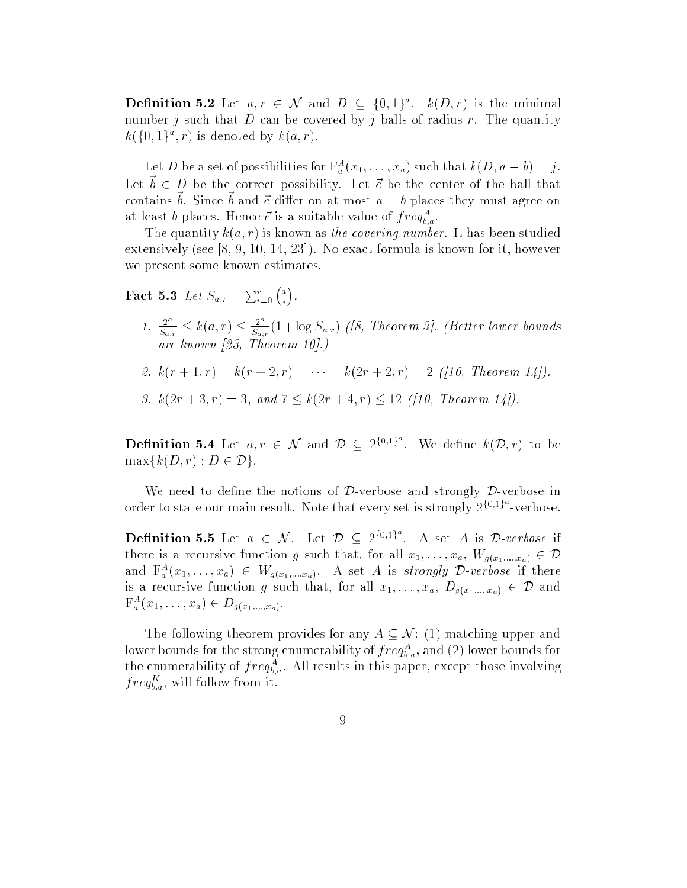**Definition 5.2** Let $a, r \in \mathcal{N}$ and $D \subseteq \{0,1\}^a$. $k(D, r)$ is the minimal number $j$ such that $D$ can be covered by $j$ balls of radius $r$. The quantity $k(\{0,1\}^a, r)$ is denoted by $k(a, r)$.

Let $D$ be a set of possibilities for $\mathrm{F}_a^A(x_1, \ldots, x_a)$ such that $k(D, a-b) = j$. Let $\vec{b} \in D$ be the correct possibility. Let $\vec{c}$ be the center of the ball that contains $\vec{b}$. Since $\vec{b}$ and $\vec{c}$ differ on at most $a - b$ places they must agree on at least $b$ places. Hence $\vec{c}$ is a suitable value of $freq_{b,a}^A$.

The quantity $k(a, r)$ is known as *the covering number*. It has been studied extensively (see [8, 9, 10, 14, 23]). No exact formula is known for it, however we present some known estimates.

**Fact 5.3** *Let* $S_{a,r} = \sum_{i=0}^{r} \binom{a}{i}$.

1. $\frac{2^a}{S_{a,r}} \leq k(a, r) \leq \frac{2^a}{S_{a,r}}(1 + \log S_{a,r})$ *([8, Theorem 3]. (Better lower bounds are known [23, Theorem 10].)*

2. $k(r+1, r) = k(r+2, r) = \cdots = k(2r+2, r) = 2$ *([10, Theorem 14]).*

3. $k(2r+3, r) = 3$, *and* $7 \leq k(2r+4, r) \leq 12$ *([10, Theorem 14]).*

**Definition 5.4** Let $a, r \in \mathcal{N}$ and $\mathcal{D} \subseteq 2^{\{0,1\}^a}$. We define $k(\mathcal{D}, r)$ to be $\max\{k(D, r) : D \in \mathcal{D}\}$.

We need to define the notions of $\mathcal{D}$-verbose and strongly $\mathcal{D}$-verbose in order to state our main result. Note that every set is strongly $2^{\{0,1\}^a}$-verbose.

**Definition 5.5** Let $a \in \mathcal{N}$. Let $\mathcal{D} \subseteq 2^{\{0,1\}^a}$. A set $A$ is *$\mathcal{D}$-verbose* if there is a recursive function $g$ such that, for all $x_1, \ldots, x_a$, $W_{g(x_1,\ldots,x_a)} \in \mathcal{D}$ and $\mathrm{F}_a^A(x_1, \ldots, x_a) \in W_{g(x_1,\ldots,x_a)}$. A set $A$ is *strongly $\mathcal{D}$-verbose* if there is a recursive function $g$ such that, for all $x_1, \ldots, x_a$, $D_{g(x_1,\ldots,x_a)} \in \mathcal{D}$ and $\mathrm{F}_a^A(x_1, \ldots, x_a) \in D_{g(x_1,\ldots,x_a)}$.

The following theorem provides for any $A \subseteq \mathcal{N}$: (1) matching upper and lower bounds for the strong enumerability of $freq_{b,a}^A$, and (2) lower bounds for the enumerability of $freq_{b,a}^A$. All results in this paper, except those involving $freq_{b,a}^K$, will follow from it.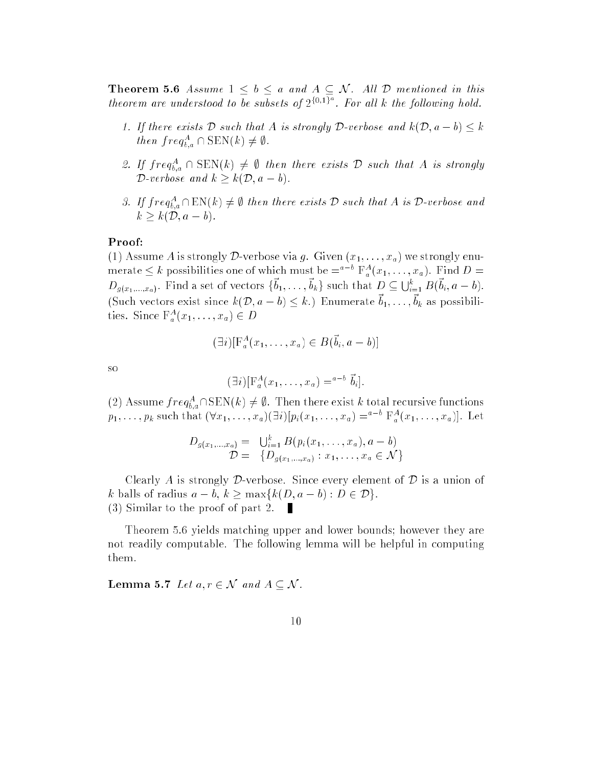**Theorem 5.6** *Assume $1 \leq b \leq a$ and $A \subseteq \mathcal{N}$. All $\mathcal{D}$ mentioned in this theorem are understood to be subsets of $2^{\{0,1\}^a}$. For all $k$ the following hold.*

1. *If there exists $\mathcal{D}$ such that $A$ is strongly $\mathcal{D}$-verbose and $k(\mathcal{D}, a-b) \leq k$ then $freq^A_{b,a} \cap \mathrm{SEN}(k) \neq \emptyset$.*

2. *If $freq^A_{b,a} \cap \mathrm{SEN}(k) \neq \emptyset$ then there exists $\mathcal{D}$ such that $A$ is strongly $\mathcal{D}$-verbose and $k \geq k(\mathcal{D}, a-b)$.*

3. *If $freq^A_{b,a} \cap \mathrm{EN}(k) \neq \emptyset$ then there exists $\mathcal{D}$ such that $A$ is $\mathcal{D}$-verbose and $k \geq k(\mathcal{D}, a-b)$.*

**Proof:**

(1) Assume $A$ is strongly $\mathcal{D}$-verbose via $g$. Given $(x_1, \ldots, x_a)$ we strongly enumerate $\leq k$ possibilities one of which must be $=^{a-b} \mathrm{F}^A_a(x_1, \ldots, x_a)$. Find $D = D_{g(x_1,\ldots,x_a)}$. Find a set of vectors $\{\vec{b}_1, \ldots, \vec{b}_k\}$ such that $D \subseteq \bigcup_{i=1}^k B(\vec{b}_i, a-b)$. (Such vectors exist since $k(\mathcal{D}, a-b) \leq k$.) Enumerate $\vec{b}_1, \ldots, \vec{b}_k$ as possibilities. Since $\mathrm{F}^A_a(x_1, \ldots, x_a) \in D$

$$(\exists i)[\mathrm{F}^A_a(x_1, \ldots, x_a) \in B(\vec{b}_i, a-b)]$$

so

$$(\exists i)[\mathrm{F}^A_a(x_1, \ldots, x_a) =^{a-b} \vec{b}_i].$$

(2) Assume $freq^A_{b,a} \cap \mathrm{SEN}(k) \neq \emptyset$. Then there exist $k$ total recursive functions $p_1, \ldots, p_k$ such that $(\forall x_1, \ldots, x_a)(\exists i)[p_i(x_1, \ldots, x_a) =^{a-b} \mathrm{F}^A_a(x_1, \ldots, x_a)]$. Let

$$\begin{aligned} D_{g(x_1,\ldots,x_a)} &= \bigcup_{i=1}^k B(p_i(x_1, \ldots, x_a), a-b) \\ \mathcal{D} &= \{D_{g(x_1,\ldots,x_a)} : x_1, \ldots, x_a \in \mathcal{N}\} \end{aligned}$$

Clearly $A$ is strongly $\mathcal{D}$-verbose. Since every element of $\mathcal{D}$ is a union of $k$ balls of radius $a-b$, $k \geq \max\{k(D, a-b) : D \in \mathcal{D}\}$.

(3) Similar to the proof of part 2. ∎

Theorem 5.6 yields matching upper and lower bounds; however they are not readily computable. The following lemma will be helpful in computing them.

**Lemma 5.7** *Let $a, r \in \mathcal{N}$ and $A \subseteq \mathcal{N}$.*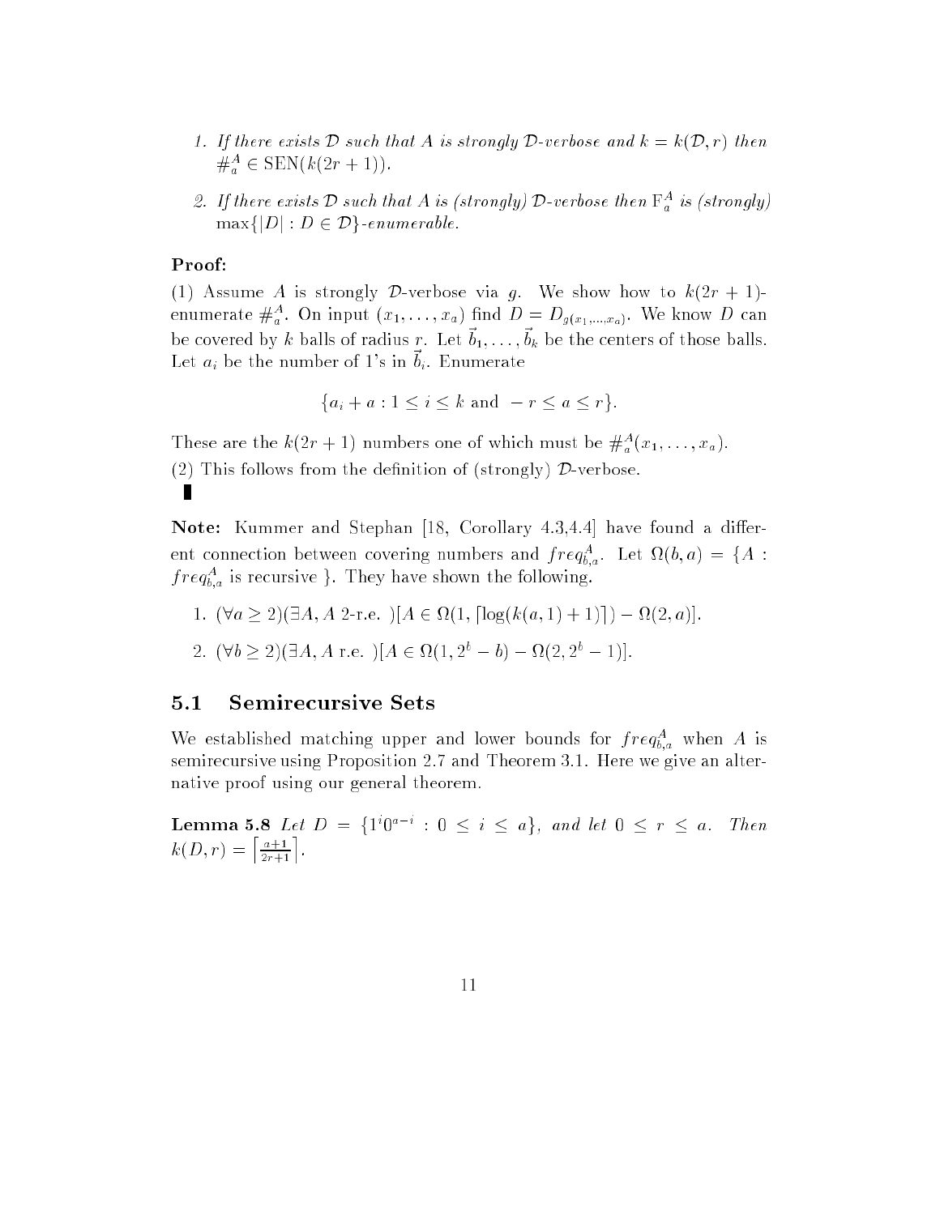1. *If there exists $\mathcal{D}$ such that $A$ is strongly $\mathcal{D}$-verbose and $k = k(\mathcal{D}, r)$ then $\#_a^A \in \mathrm{SEN}(k(2r+1))$.*
2. *If there exists $\mathcal{D}$ such that $A$ is (strongly) $\mathcal{D}$-verbose then $\mathrm{F}_a^A$ is (strongly) $\max\{|D| : D \in \mathcal{D}\}$-enumerable.*

**Proof:**

(1) Assume $A$ is strongly $\mathcal{D}$-verbose via $g$. We show how to $k(2r+1)$-enumerate $\#_a^A$. On input $(x_1, \ldots, x_a)$ find $D = D_{g(x_1,\ldots,x_a)}$. We know $D$ can be covered by $k$ balls of radius $r$. Let $\vec{b}_1, \ldots, \vec{b}_k$ be the centers of those balls. Let $a_i$ be the number of 1's in $\vec{b}_i$. Enumerate

$$\{a_i + a : 1 \leq i \leq k \text{ and } -r \leq a \leq r\}.$$

These are the $k(2r+1)$ numbers one of which must be $\#_a^A(x_1, \ldots, x_a)$.

(2) This follows from the definition of (strongly) $\mathcal{D}$-verbose.

∎

**Note:** Kummer and Stephan [18, Corollary 4.3,4.4] have found a different connection between covering numbers and $freq_{b,a}^A$. Let $\Omega(b, a) = \{A : freq_{b,a}^A$ is recursive $\}$. They have shown the following.

1. $(\forall a \geq 2)(\exists A, A$ 2-r.e. $)[A \in \Omega(1, \lceil \log(k(a,1)+1) \rceil) - \Omega(2, a)]$.
2. $(\forall b \geq 2)(\exists A, A$ r.e. $)[A \in \Omega(1, 2^b - b) - \Omega(2, 2^b - 1)]$.

## 5.1 Semirecursive Sets

We established matching upper and lower bounds for $freq_{b,a}^A$ when $A$ is semirecursive using Proposition 2.7 and Theorem 3.1. Here we give an alternative proof using our general theorem.

**Lemma 5.8** *Let $D = \{1^i 0^{a-i} : 0 \leq i \leq a\}$, and let $0 \leq r \leq a$. Then $k(D, r) = \left\lceil \frac{a+1}{2r+1} \right\rceil$.*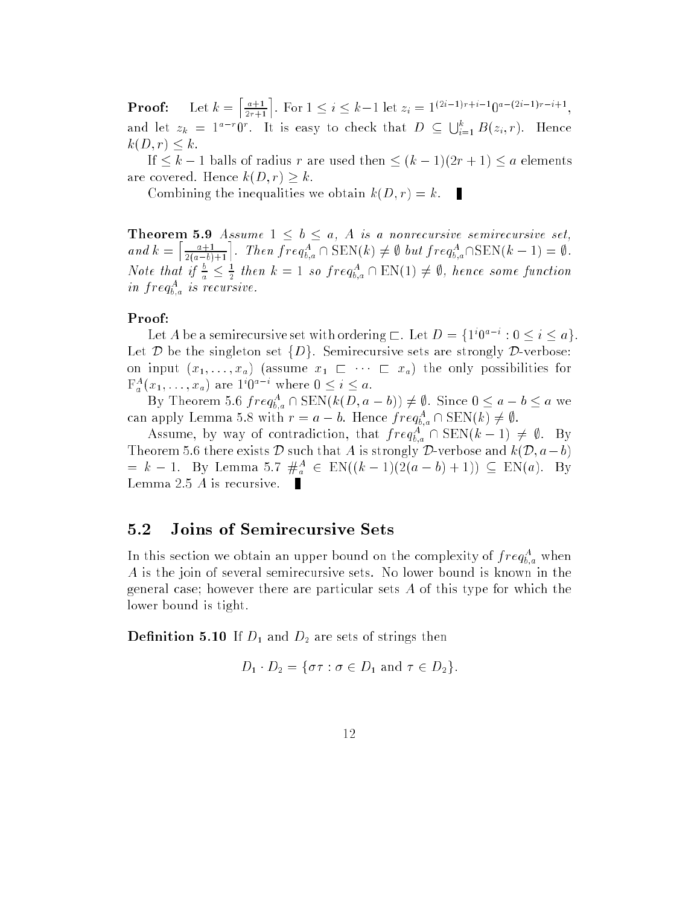**Proof:** Let $k = \left\lceil \frac{a+1}{2r+1} \right\rceil$. For $1 \le i \le k-1$ let $z_i = 1^{(2i-1)r+i-1}0^{a-(2i-1)r-i+1}$, and let $z_k = 1^{a-r}0^r$. It is easy to check that $D \subseteq \bigcup_{i=1}^{k} B(z_i, r)$. Hence $k(D, r) \le k$.

If $\le k-1$ balls of radius $r$ are used then $\le (k-1)(2r+1) \le a$ elements are covered. Hence $k(D, r) \ge k$.

Combining the inequalities we obtain $k(D, r) = k$. ∎

**Theorem 5.9** *Assume $1 \le b \le a$, $A$ is a nonrecursive semirecursive set, and $k = \left\lceil \frac{a+1}{2(a-b)+1} \right\rceil$. Then $freq^A_{b,a} \cap \mathrm{SEN}(k) \ne \emptyset$ but $freq^A_{b,a} \cap \mathrm{SEN}(k-1) = \emptyset$. Note that if $\frac{b}{a} \le \frac{1}{2}$ then $k = 1$ so $freq^A_{b,a} \cap \mathrm{EN}(1) \ne \emptyset$, hence some function in $freq^A_{b,a}$ is recursive.*

**Proof:**

Let $A$ be a semirecursive set with ordering $\sqsubset$. Let $D = \{1^i 0^{a-i} : 0 \le i \le a\}$. Let $\mathcal{D}$ be the singleton set $\{D\}$. Semirecursive sets are strongly $\mathcal{D}$-verbose: on input $(x_1, \ldots, x_a)$ (assume $x_1 \sqsubset \cdots \sqsubset x_a$) the only possibilities for $\mathrm{F}^A_a(x_1, \ldots, x_a)$ are $1^i 0^{a-i}$ where $0 \le i \le a$.

By Theorem 5.6 $freq^A_{b,a} \cap \mathrm{SEN}(k(D, a-b)) \ne \emptyset$. Since $0 \le a-b \le a$ we can apply Lemma 5.8 with $r = a-b$. Hence $freq^A_{b,a} \cap \mathrm{SEN}(k) \ne \emptyset$.

Assume, by way of contradiction, that $freq^A_{b,a} \cap \mathrm{SEN}(k-1) \ne \emptyset$. By Theorem 5.6 there exists $\mathcal{D}$ such that $A$ is strongly $\mathcal{D}$-verbose and $k(\mathcal{D}, a-b) = k-1$. By Lemma 5.7 $\#^A_a \in \mathrm{EN}((k-1)(2(a-b)+1)) \subseteq \mathrm{EN}(a)$. By Lemma 2.5 $A$ is recursive. ∎

## 5.2 Joins of Semirecursive Sets

In this section we obtain an upper bound on the complexity of $freq^A_{b,a}$ when $A$ is the join of several semirecursive sets. No lower bound is known in the general case; however there are particular sets $A$ of this type for which the lower bound is tight.

**Definition 5.10** If $D_1$ and $D_2$ are sets of strings then

$$D_1 \cdot D_2 = \{\sigma\tau : \sigma \in D_1 \text{ and } \tau \in D_2\}.$$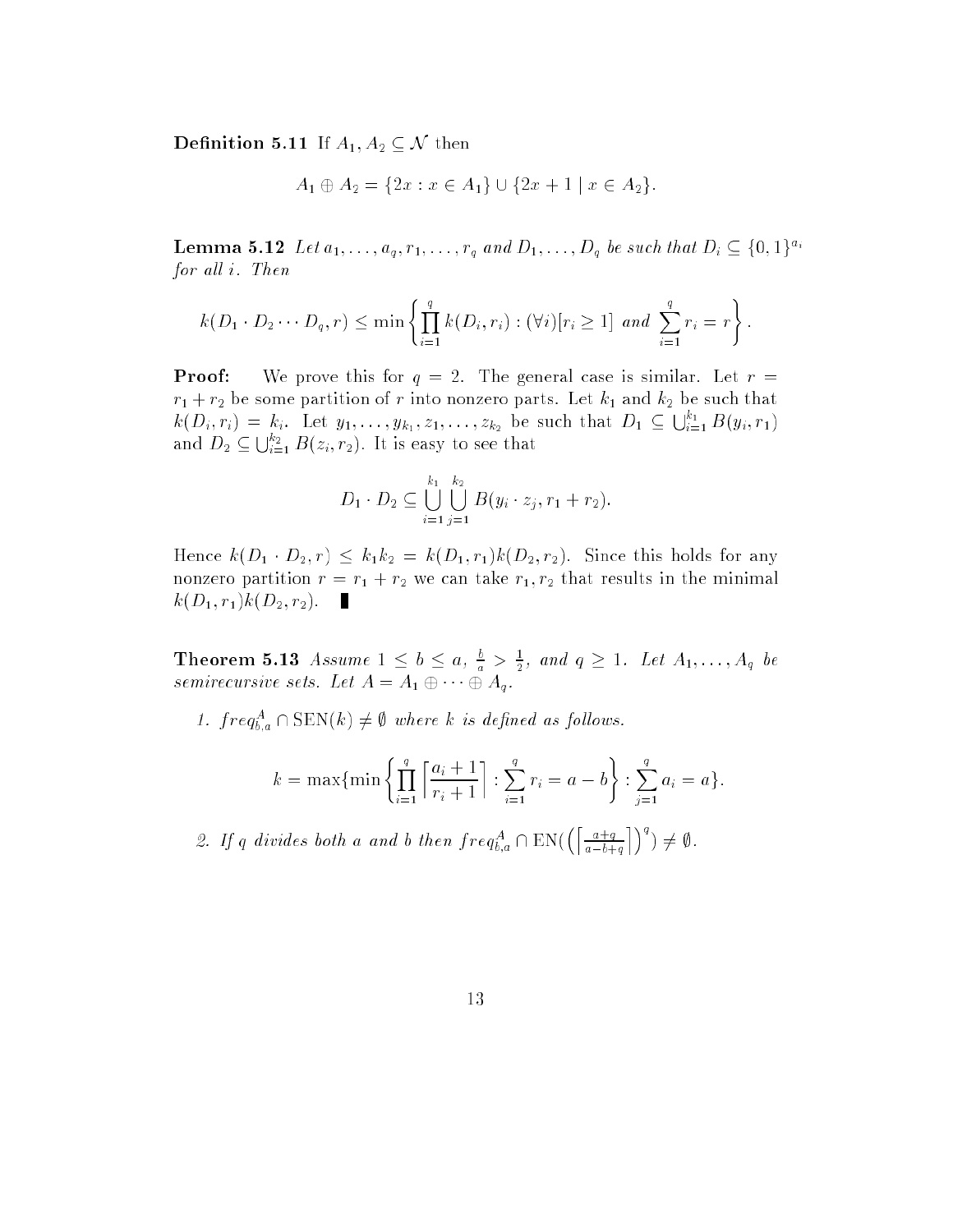**Definition 5.11** If $A_1, A_2 \subseteq \mathcal{N}$ then

$$A_1 \oplus A_2 = \{2x : x \in A_1\} \cup \{2x + 1 \mid x \in A_2\}.$$

**Lemma 5.12** *Let $a_1, \ldots, a_q, r_1, \ldots, r_q$ and $D_1, \ldots, D_q$ be such that $D_i \subseteq \{0,1\}^{a_i}$ for all $i$. Then*

$$k(D_1 \cdot D_2 \cdots D_q, r) \leq \min \left\{ \prod_{i=1}^{q} k(D_i, r_i) : (\forall i)[r_i \geq 1] \text{ and } \sum_{i=1}^{q} r_i = r \right\}.$$

**Proof:** We prove this for $q = 2$. The general case is similar. Let $r = r_1 + r_2$ be some partition of $r$ into nonzero parts. Let $k_1$ and $k_2$ be such that $k(D_i, r_i) = k_i$. Let $y_1, \ldots, y_{k_1}, z_1, \ldots, z_{k_2}$ be such that $D_1 \subseteq \bigcup_{i=1}^{k_1} B(y_i, r_1)$ and $D_2 \subseteq \bigcup_{i=1}^{k_2} B(z_i, r_2)$. It is easy to see that

$$D_1 \cdot D_2 \subseteq \bigcup_{i=1}^{k_1} \bigcup_{j=1}^{k_2} B(y_i \cdot z_j, r_1 + r_2).$$

Hence $k(D_1 \cdot D_2, r) \leq k_1 k_2 = k(D_1, r_1)k(D_2, r_2)$. Since this holds for any nonzero partition $r = r_1 + r_2$ we can take $r_1, r_2$ that results in the minimal $k(D_1, r_1)k(D_2, r_2)$. ∎

**Theorem 5.13** *Assume $1 \leq b \leq a$, $\frac{b}{a} > \frac{1}{2}$, and $q \geq 1$. Let $A_1, \ldots, A_q$ be semirecursive sets. Let $A = A_1 \oplus \cdots \oplus A_q$.*

1. *$freq_{b,a}^A \cap \mathrm{SEN}(k) \neq \emptyset$ where $k$ is defined as follows.*

$$k = \max\{\min \left\{ \prod_{i=1}^{q} \left\lceil \frac{a_i + 1}{r_i + 1} \right\rceil : \sum_{i=1}^{q} r_i = a - b \right\} : \sum_{j=1}^{q} a_i = a\}.$$

2. *If $q$ divides both $a$ and $b$ then $freq_{b,a}^A \cap \mathrm{EN}(\left(\left\lceil \frac{a+q}{a-b+q} \right\rceil\right)^q) \neq \emptyset$.*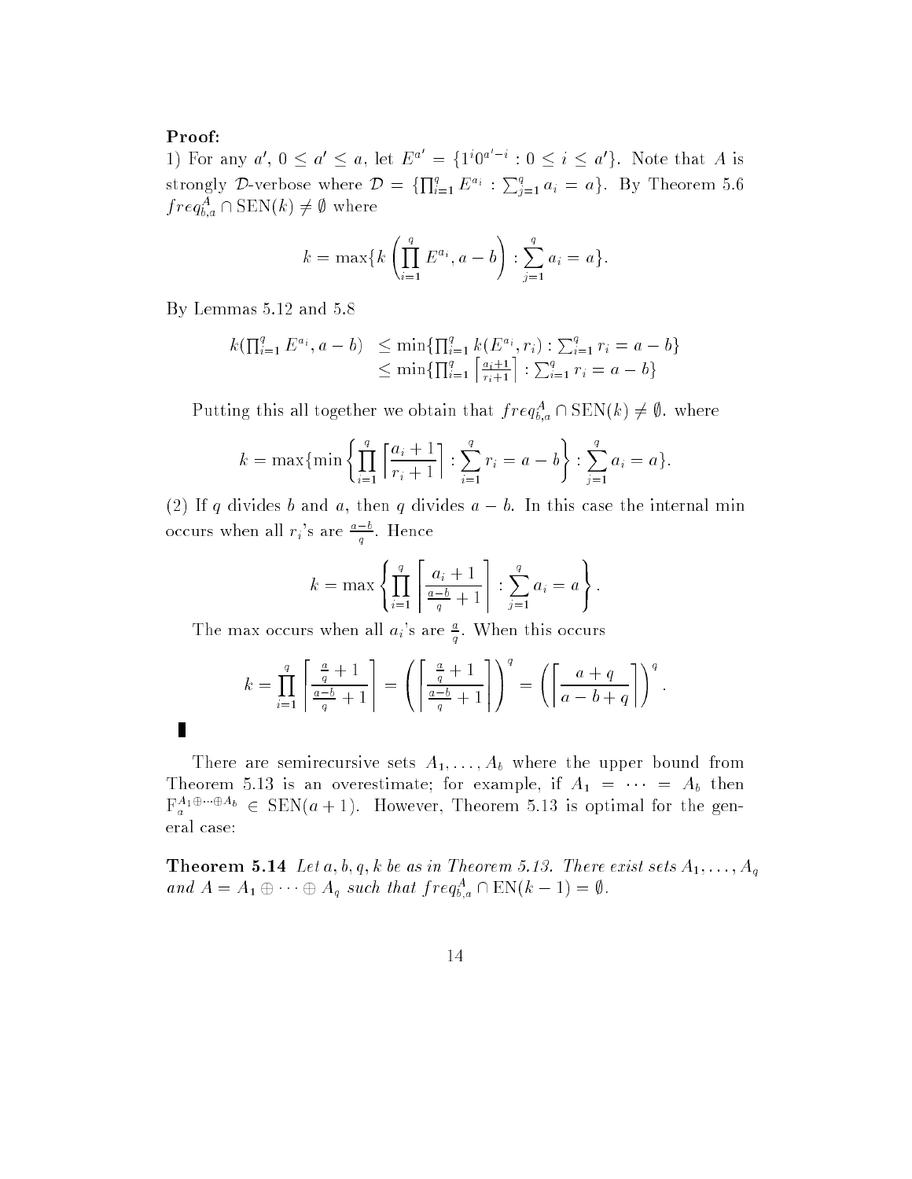**Proof:**
1) For any $a'$, $0 \le a' \le a$, let $E^{a'} = \{1^i 0^{a'-i} : 0 \le i \le a'\}$. Note that $A$ is strongly $\mathcal{D}$-verbose where $\mathcal{D} = \{\prod_{i=1}^{q} E^{a_i} : \sum_{j=1}^{q} a_i = a\}$. By Theorem 5.6 $freq_{b,a}^A \cap \mathrm{SEN}(k) \ne \emptyset$ where

$$k = \max\{k\left(\prod_{i=1}^{q} E^{a_i}, a-b\right) : \sum_{j=1}^{q} a_i = a\}.$$

By Lemmas 5.12 and 5.8

$$\begin{aligned} k(\textstyle\prod_{i=1}^{q} E^{a_i}, a-b) &\le \min\{\textstyle\prod_{i=1}^{q} k(E^{a_i}, r_i) : \sum_{i=1}^{q} r_i = a-b\} \\ &\le \min\{\textstyle\prod_{i=1}^{q} \left\lceil \frac{a_i+1}{r_i+1} \right\rceil : \sum_{i=1}^{q} r_i = a-b\} \end{aligned}$$

Putting this all together we obtain that $freq_{b,a}^A \cap \mathrm{SEN}(k) \ne \emptyset$. where

$$k = \max\{\min\left\{\prod_{i=1}^{q} \left\lceil \frac{a_i+1}{r_i+1} \right\rceil : \sum_{i=1}^{q} r_i = a-b\right\} : \sum_{j=1}^{q} a_i = a\}.$$

(2) If $q$ divides $b$ and $a$, then $q$ divides $a-b$. In this case the internal min occurs when all $r_i$'s are $\frac{a-b}{q}$. Hence

$$k = \max\left\{\prod_{i=1}^{q} \left\lceil \frac{a_i+1}{\frac{a-b}{q}+1} \right\rceil : \sum_{j=1}^{q} a_i = a\right\}.$$

The max occurs when all $a_i$'s are $\frac{a}{q}$. When this occurs

$$k = \prod_{i=1}^{q} \left\lceil \frac{\frac{a}{q}+1}{\frac{a-b}{q}+1} \right\rceil = \left(\left\lceil \frac{\frac{a}{q}+1}{\frac{a-b}{q}+1} \right\rceil\right)^q = \left(\left\lceil \frac{a+q}{a-b+q} \right\rceil\right)^q.$$

∎

There are semirecursive sets $A_1, \ldots, A_b$ where the upper bound from Theorem 5.13 is an overestimate; for example, if $A_1 = \cdots = A_b$ then $\mathrm{F}_a^{A_1 \oplus \cdots \oplus A_b} \in \mathrm{SEN}(a+1)$. However, Theorem 5.13 is optimal for the general case:

**Theorem 5.14** *Let $a, b, q, k$ be as in Theorem 5.13. There exist sets $A_1, \ldots, A_q$ and $A = A_1 \oplus \cdots \oplus A_q$ such that $freq_{b,a}^A \cap \mathrm{EN}(k-1) = \emptyset$.*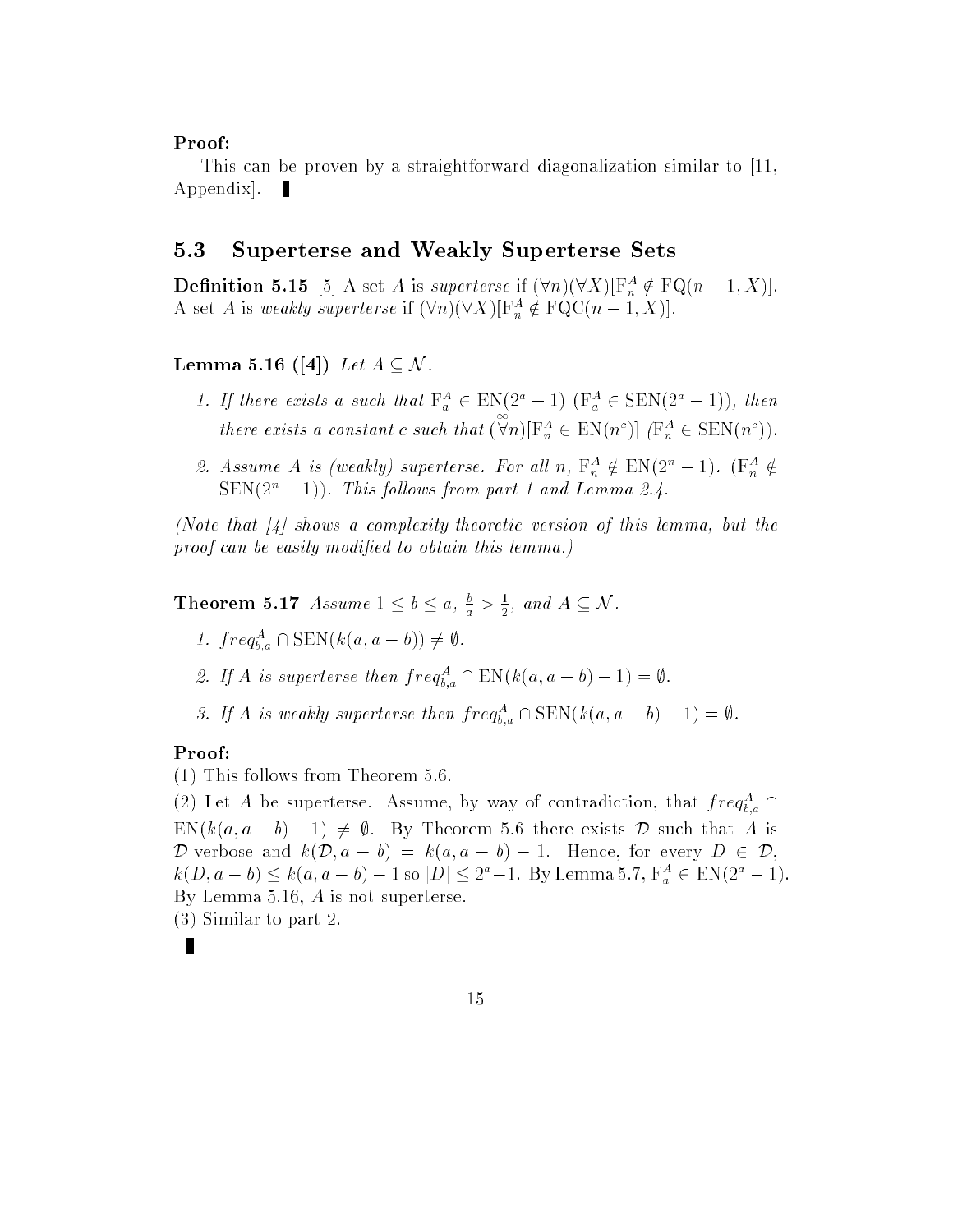**Proof:**
This can be proven by a straightforward diagonalization similar to [11, Appendix]. ∎

## 5.3 Superterse and Weakly Superterse Sets

**Definition 5.15** [5] A set $A$ is *superterse* if $(\forall n)(\forall X)[\mathrm{F}_n^A \notin \mathrm{FQ}(n-1, X)]$. A set $A$ is *weakly superterse* if $(\forall n)(\forall X)[\mathrm{F}_n^A \notin \mathrm{FQC}(n-1, X)]$.

**Lemma 5.16 ([4])** *Let $A \subseteq \mathcal{N}$.*

1. *If there exists $a$ such that $\mathrm{F}_a^A \in \mathrm{EN}(2^a - 1)$ ($\mathrm{F}_a^A \in \mathrm{SEN}(2^a - 1)$), then there exists a constant $c$ such that $(\overset{\infty}{\forall} n)[\mathrm{F}_n^A \in \mathrm{EN}(n^c)]$ ($\mathrm{F}_n^A \in \mathrm{SEN}(n^c)$).*
2. *Assume $A$ is (weakly) superterse. For all $n$, $\mathrm{F}_n^A \notin \mathrm{EN}(2^n - 1)$. ($\mathrm{F}_n^A \notin \mathrm{SEN}(2^n - 1)$). This follows from part 1 and Lemma 2.4.*

*(Note that [4] shows a complexity-theoretic version of this lemma, but the proof can be easily modified to obtain this lemma.)*

**Theorem 5.17** *Assume $1 \leq b \leq a$, $\frac{b}{a} > \frac{1}{2}$, and $A \subseteq \mathcal{N}$.*

1. *$freq_{b,a}^A \cap \mathrm{SEN}(k(a, a-b)) \neq \emptyset$.*
2. *If $A$ is superterse then $freq_{b,a}^A \cap \mathrm{EN}(k(a, a-b) - 1) = \emptyset$.*
3. *If $A$ is weakly superterse then $freq_{b,a}^A \cap \mathrm{SEN}(k(a, a-b) - 1) = \emptyset$.*

**Proof:**
(1) This follows from Theorem 5.6.
(2) Let $A$ be superterse. Assume, by way of contradiction, that $freq_{b,a}^A \cap \mathrm{EN}(k(a, a-b) - 1) \neq \emptyset$. By Theorem 5.6 there exists $\mathcal{D}$ such that $A$ is $\mathcal{D}$-verbose and $k(\mathcal{D}, a-b) = k(a, a-b) - 1$. Hence, for every $D \in \mathcal{D}$, $k(D, a-b) \leq k(a, a-b) - 1$ so $|D| \leq 2^a - 1$. By Lemma 5.7, $\mathrm{F}_a^A \in \mathrm{EN}(2^a - 1)$. By Lemma 5.16, $A$ is not superterse.
(3) Similar to part 2.
∎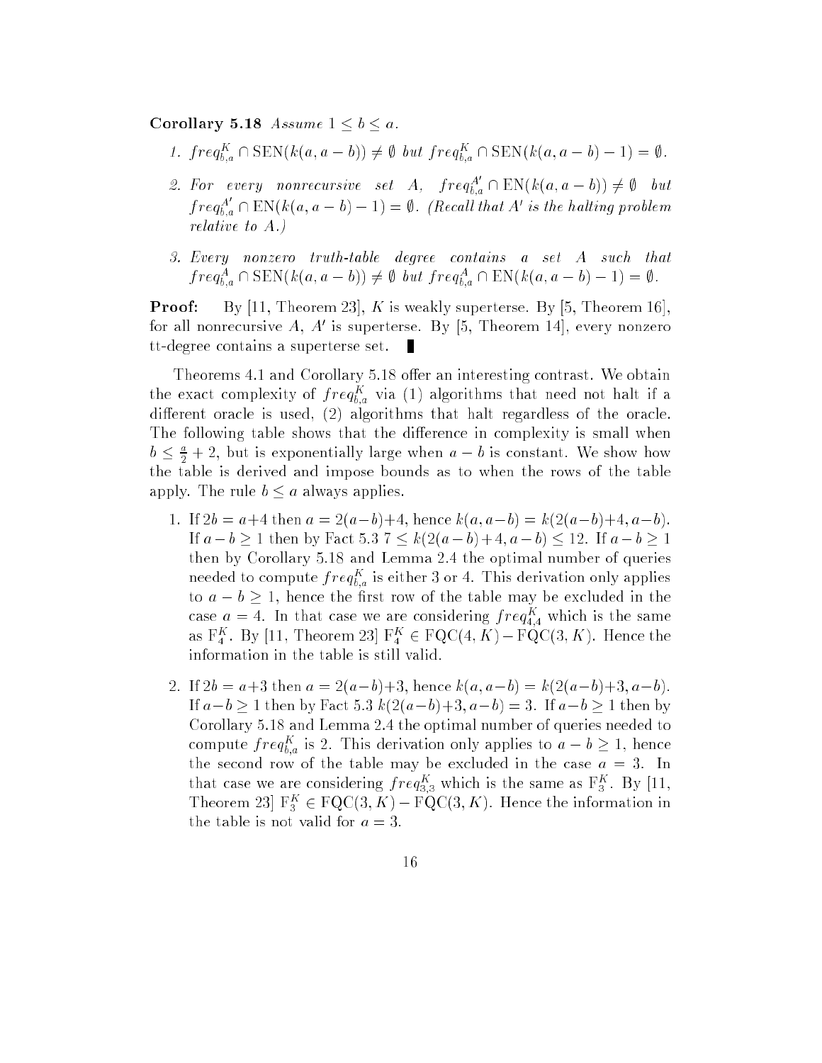**Corollary 5.18** *Assume $1 \le b \le a$.*

1. $freq^K_{b,a} \cap \mathrm{SEN}(k(a, a-b)) \neq \emptyset$ *but* $freq^K_{b,a} \cap \mathrm{SEN}(k(a, a-b) - 1) = \emptyset$.

2. *For every nonrecursive set A,* $freq^{A'}_{b,a} \cap \mathrm{EN}(k(a, a-b)) \neq \emptyset$ *but* $freq^{A'}_{b,a} \cap \mathrm{EN}(k(a, a-b) - 1) = \emptyset$. *(Recall that $A'$ is the halting problem relative to $A$.)*

3. *Every nonzero truth-table degree contains a set A such that* $freq^A_{b,a} \cap \mathrm{SEN}(k(a, a-b)) \neq \emptyset$ *but* $freq^A_{b,a} \cap \mathrm{EN}(k(a, a-b) - 1) = \emptyset$.

**Proof:** By [11, Theorem 23], $K$ is weakly superterse. By [5, Theorem 16], for all nonrecursive $A$, $A'$ is superterse. By [5, Theorem 14], every nonzero tt-degree contains a superterse set. ∎

Theorems 4.1 and Corollary 5.18 offer an interesting contrast. We obtain the exact complexity of $freq^K_{b,a}$ via (1) algorithms that need not halt if a different oracle is used, (2) algorithms that halt regardless of the oracle. The following table shows that the difference in complexity is small when $b \le \frac{a}{2} + 2$, but is exponentially large when $a - b$ is constant. We show how the table is derived and impose bounds as to when the rows of the table apply. The rule $b \le a$ always applies.

1. If $2b = a+4$ then $a = 2(a-b)+4$, hence $k(a, a-b) = k(2(a-b)+4, a-b)$. If $a - b \ge 1$ then by Fact 5.3 $7 \le k(2(a-b)+4, a-b) \le 12$. If $a - b \ge 1$ then by Corollary 5.18 and Lemma 2.4 the optimal number of queries needed to compute $freq^K_{b,a}$ is either 3 or 4. This derivation only applies to $a - b \ge 1$, hence the first row of the table may be excluded in the case $a = 4$. In that case we are considering $freq^K_{4,4}$ which is the same as $\mathrm{F}^K_4$. By [11, Theorem 23] $\mathrm{F}^K_4 \in \mathrm{FQC}(4, K) - \mathrm{FQC}(3, K)$. Hence the information in the table is still valid.

2. If $2b = a+3$ then $a = 2(a-b)+3$, hence $k(a, a-b) = k(2(a-b)+3, a-b)$. If $a-b \ge 1$ then by Fact 5.3 $k(2(a-b)+3, a-b) = 3$. If $a-b \ge 1$ then by Corollary 5.18 and Lemma 2.4 the optimal number of queries needed to compute $freq^K_{b,a}$ is 2. This derivation only applies to $a - b \ge 1$, hence the second row of the table may be excluded in the case $a = 3$. In that case we are considering $freq^K_{3,3}$ which is the same as $\mathrm{F}^K_3$. By [11, Theorem 23] $\mathrm{F}^K_3 \in \mathrm{FQC}(3, K) - \mathrm{FQC}(3, K)$. Hence the information in the table is not valid for $a = 3$.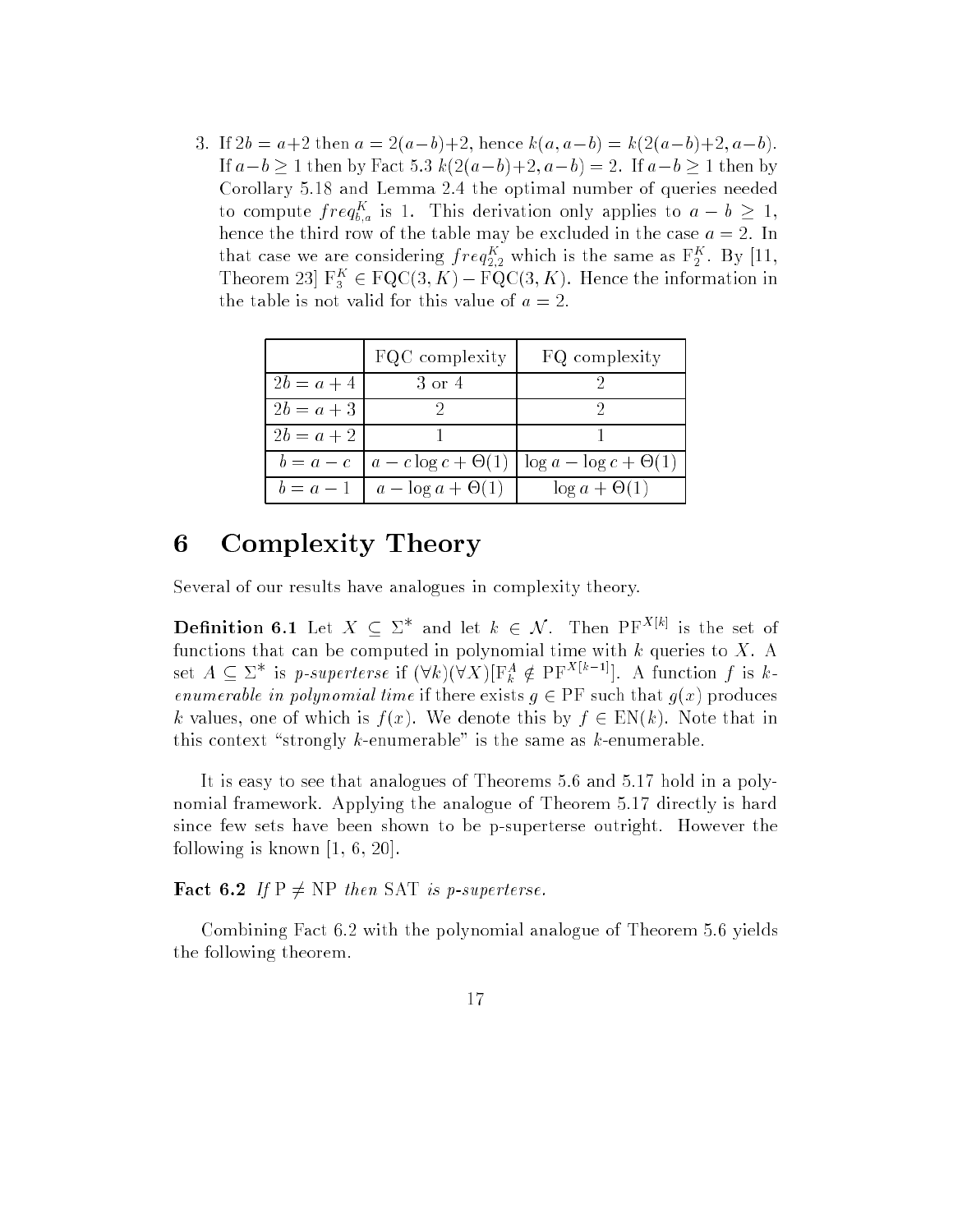3. If $2b = a+2$ then $a = 2(a-b)+2$, hence $k(a, a-b) = k(2(a-b)+2, a-b)$. If $a-b \geq 1$ then by Fact 5.3 $k(2(a-b)+2, a-b) = 2$. If $a-b \geq 1$ then by Corollary 5.18 and Lemma 2.4 the optimal number of queries needed to compute $freq^K_{b,a}$ is 1. This derivation only applies to $a - b \geq 1$, hence the third row of the table may be excluded in the case $a = 2$. In that case we are considering $freq^K_{2,2}$ which is the same as $\mathrm{F}^K_2$. By [11, Theorem 23] $\mathrm{F}^K_3 \in \mathrm{FQC}(3, K) - \mathrm{FQC}(3, K)$. Hence the information in the table is not valid for this value of $a = 2$.

|  | FQC complexity | FQ complexity |
|---|---|---|
| $2b = a+4$ | 3 or 4 | 2 |
| $2b = a+3$ | 2 | 2 |
| $2b = a+2$ | 1 | 1 |
| $b = a - c$ | $a - c\log c + \Theta(1)$ | $\log a - \log c + \Theta(1)$ |
| $b = a - 1$ | $a - \log a + \Theta(1)$ | $\log a + \Theta(1)$ |

# 6 Complexity Theory

Several of our results have analogues in complexity theory.

**Definition 6.1** Let $X \subseteq \Sigma^*$ and let $k \in \mathcal{N}$. Then $\mathrm{PF}^{X[k]}$ is the set of functions that can be computed in polynomial time with $k$ queries to $X$. A set $A \subseteq \Sigma^*$ is *p-superterse* if $(\forall k)(\forall X)[\mathrm{F}^A_k \notin \mathrm{PF}^{X[k-1]}]$. A function $f$ is *k-enumerable in polynomial time* if there exists $g \in \mathrm{PF}$ such that $g(x)$ produces $k$ values, one of which is $f(x)$. We denote this by $f \in \mathrm{EN}(k)$. Note that in this context "strongly $k$-enumerable" is the same as $k$-enumerable.

It is easy to see that analogues of Theorems 5.6 and 5.17 hold in a polynomial framework. Applying the analogue of Theorem 5.17 directly is hard since few sets have been shown to be p-superterse outright. However the following is known [1, 6, 20].

**Fact 6.2** *If* $\mathrm{P} \neq \mathrm{NP}$ *then* SAT *is p-superterse.*

Combining Fact 6.2 with the polynomial analogue of Theorem 5.6 yields the following theorem.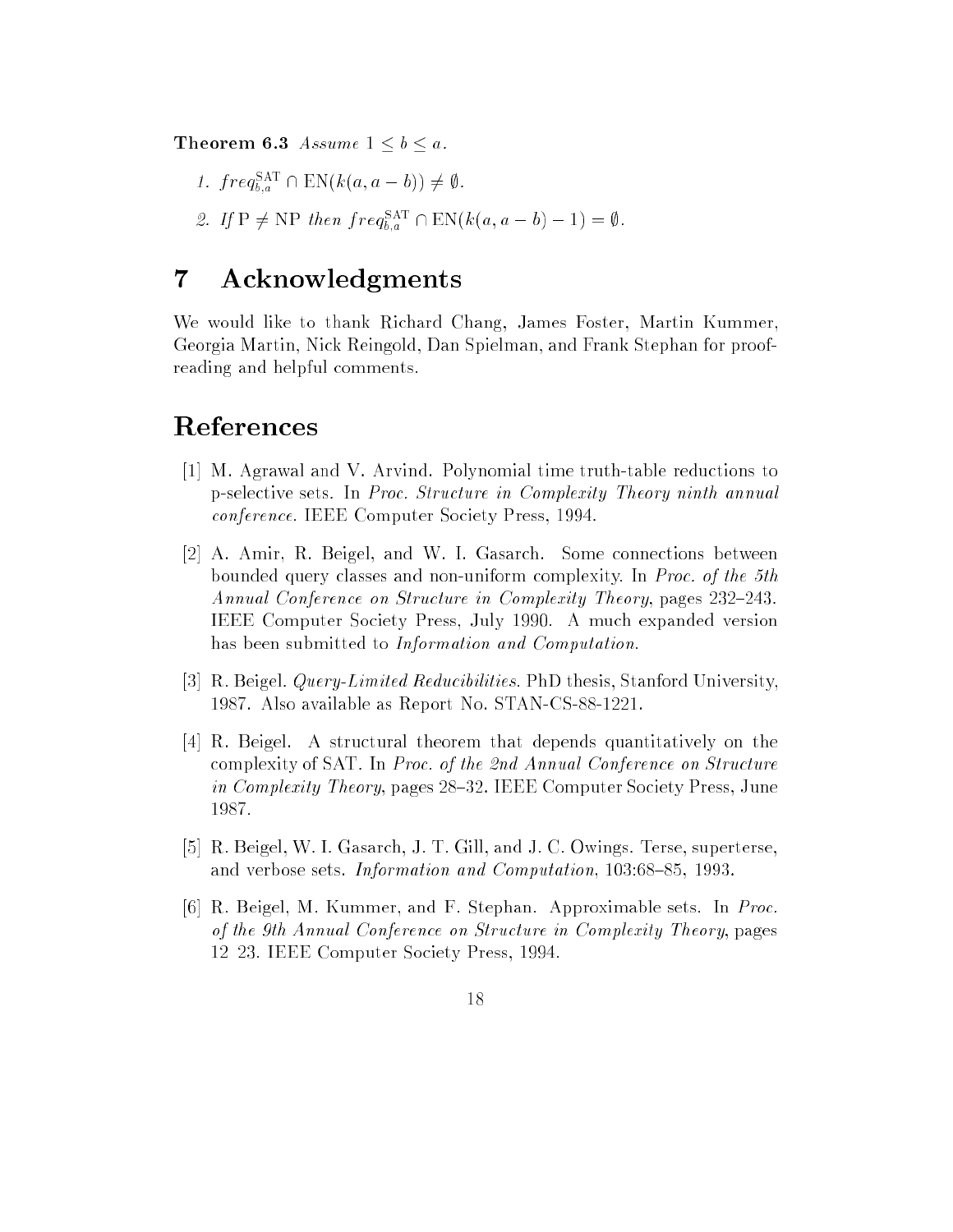**Theorem 6.3** *Assume* $1 \le b \le a$.

1. $freq^{\mathrm{SAT}}_{b,a} \cap \mathrm{EN}(k(a, a-b)) \neq \emptyset$.
2. *If* $\mathrm{P} \neq \mathrm{NP}$ *then* $freq^{\mathrm{SAT}}_{b,a} \cap \mathrm{EN}(k(a, a-b) - 1) = \emptyset$.

# 7 Acknowledgments

We would like to thank Richard Chang, James Foster, Martin Kummer, Georgia Martin, Nick Reingold, Dan Spielman, and Frank Stephan for proofreading and helpful comments.

# References

[1] M. Agrawal and V. Arvind. Polynomial time truth-table reductions to p-selective sets. In *Proc. Structure in Complexity Theory ninth annual conference*. IEEE Computer Society Press, 1994.

[2] A. Amir, R. Beigel, and W. I. Gasarch. Some connections between bounded query classes and non-uniform complexity. In *Proc. of the 5th Annual Conference on Structure in Complexity Theory*, pages 232–243. IEEE Computer Society Press, July 1990. A much expanded version has been submitted to *Information and Computation*.

[3] R. Beigel. *Query-Limited Reducibilities*. PhD thesis, Stanford University, 1987. Also available as Report No. STAN-CS-88-1221.

[4] R. Beigel. A structural theorem that depends quantitatively on the complexity of SAT. In *Proc. of the 2nd Annual Conference on Structure in Complexity Theory*, pages 28–32. IEEE Computer Society Press, June 1987.

[5] R. Beigel, W. I. Gasarch, J. T. Gill, and J. C. Owings. Terse, superterse, and verbose sets. *Information and Computation*, 103:68–85, 1993.

[6] R. Beigel, M. Kummer, and F. Stephan. Approximable sets. In *Proc. of the 9th Annual Conference on Structure in Complexity Theory*, pages 12 23. IEEE Computer Society Press, 1994.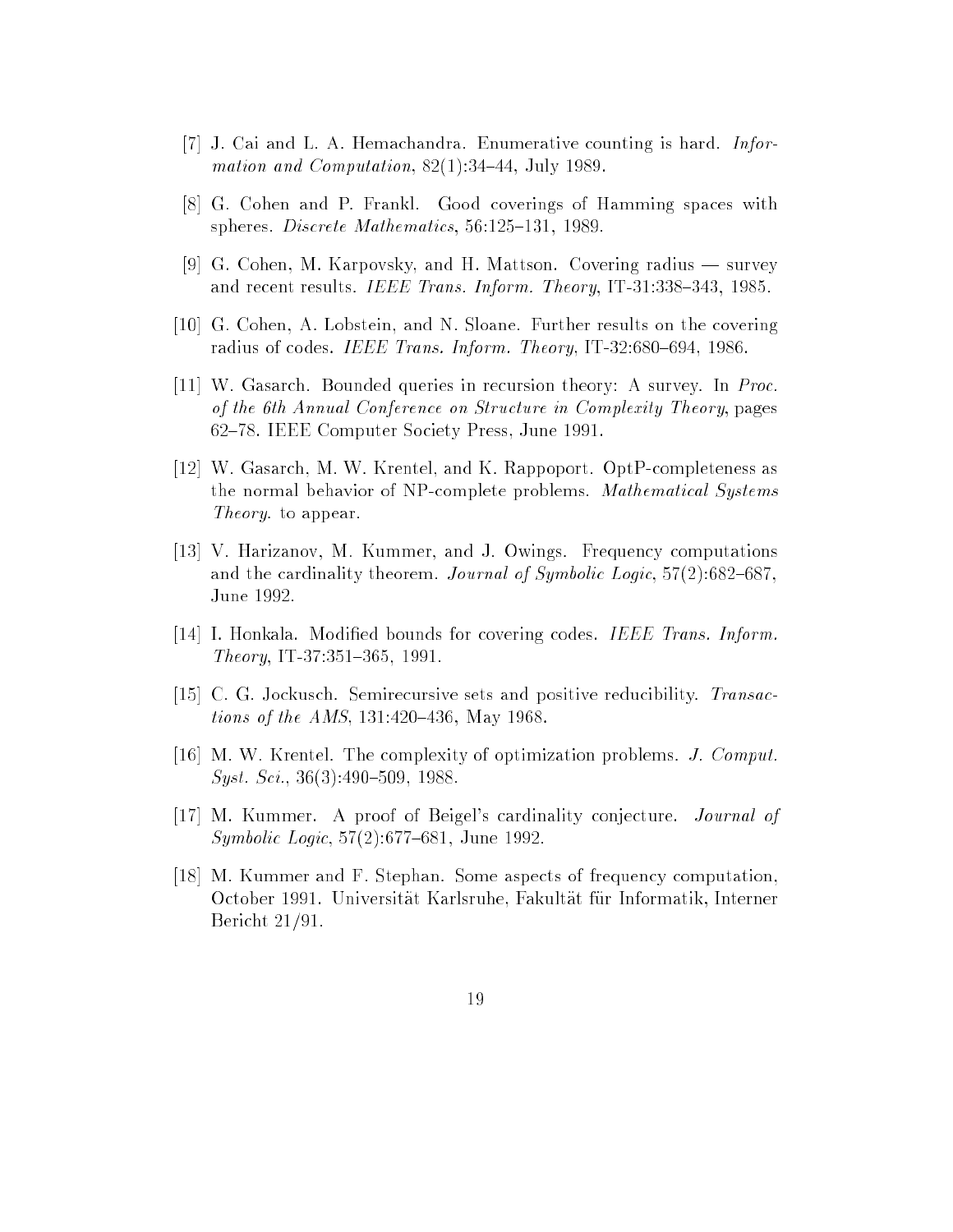[7] J. Cai and L. A. Hemachandra. Enumerative counting is hard. *Information and Computation*, 82(1):34–44, July 1989.

[8] G. Cohen and P. Frankl. Good coverings of Hamming spaces with spheres. *Discrete Mathematics*, 56:125–131, 1989.

[9] G. Cohen, M. Karpovsky, and H. Mattson. Covering radius — survey and recent results. *IEEE Trans. Inform. Theory*, IT-31:338–343, 1985.

[10] G. Cohen, A. Lobstein, and N. Sloane. Further results on the covering radius of codes. *IEEE Trans. Inform. Theory*, IT-32:680–694, 1986.

[11] W. Gasarch. Bounded queries in recursion theory: A survey. In *Proc. of the 6th Annual Conference on Structure in Complexity Theory*, pages 62–78. IEEE Computer Society Press, June 1991.

[12] W. Gasarch, M. W. Krentel, and K. Rappoport. OptP-completeness as the normal behavior of NP-complete problems. *Mathematical Systems Theory*. to appear.

[13] V. Harizanov, M. Kummer, and J. Owings. Frequency computations and the cardinality theorem. *Journal of Symbolic Logic*, 57(2):682–687, June 1992.

[14] I. Honkala. Modified bounds for covering codes. *IEEE Trans. Inform. Theory*, IT-37:351–365, 1991.

[15] C. G. Jockusch. Semirecursive sets and positive reducibility. *Transactions of the AMS*, 131:420–436, May 1968.

[16] M. W. Krentel. The complexity of optimization problems. *J. Comput. Syst. Sci.*, 36(3):490–509, 1988.

[17] M. Kummer. A proof of Beigel's cardinality conjecture. *Journal of Symbolic Logic*, 57(2):677–681, June 1992.

[18] M. Kummer and F. Stephan. Some aspects of frequency computation, October 1991. Universität Karlsruhe, Fakultät für Informatik, Interner Bericht 21/91.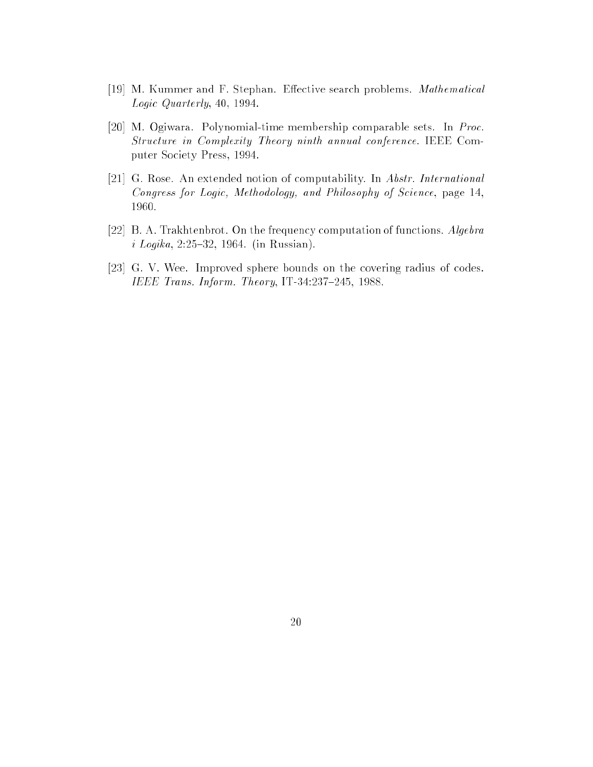[19] M. Kummer and F. Stephan. Effective search problems. *Mathematical Logic Quarterly*, 40, 1994.

[20] M. Ogiwara. Polynomial-time membership comparable sets. In *Proc. Structure in Complexity Theory ninth annual conference*. IEEE Computer Society Press, 1994.

[21] G. Rose. An extended notion of computability. In *Abstr. International Congress for Logic, Methodology, and Philosophy of Science*, page 14, 1960.

[22] B. A. Trakhtenbrot. On the frequency computation of functions. *Algebra i Logika*, 2:25–32, 1964. (in Russian).

[23] G. V. Wee. Improved sphere bounds on the covering radius of codes. *IEEE Trans. Inform. Theory*, IT-34:237–245, 1988.